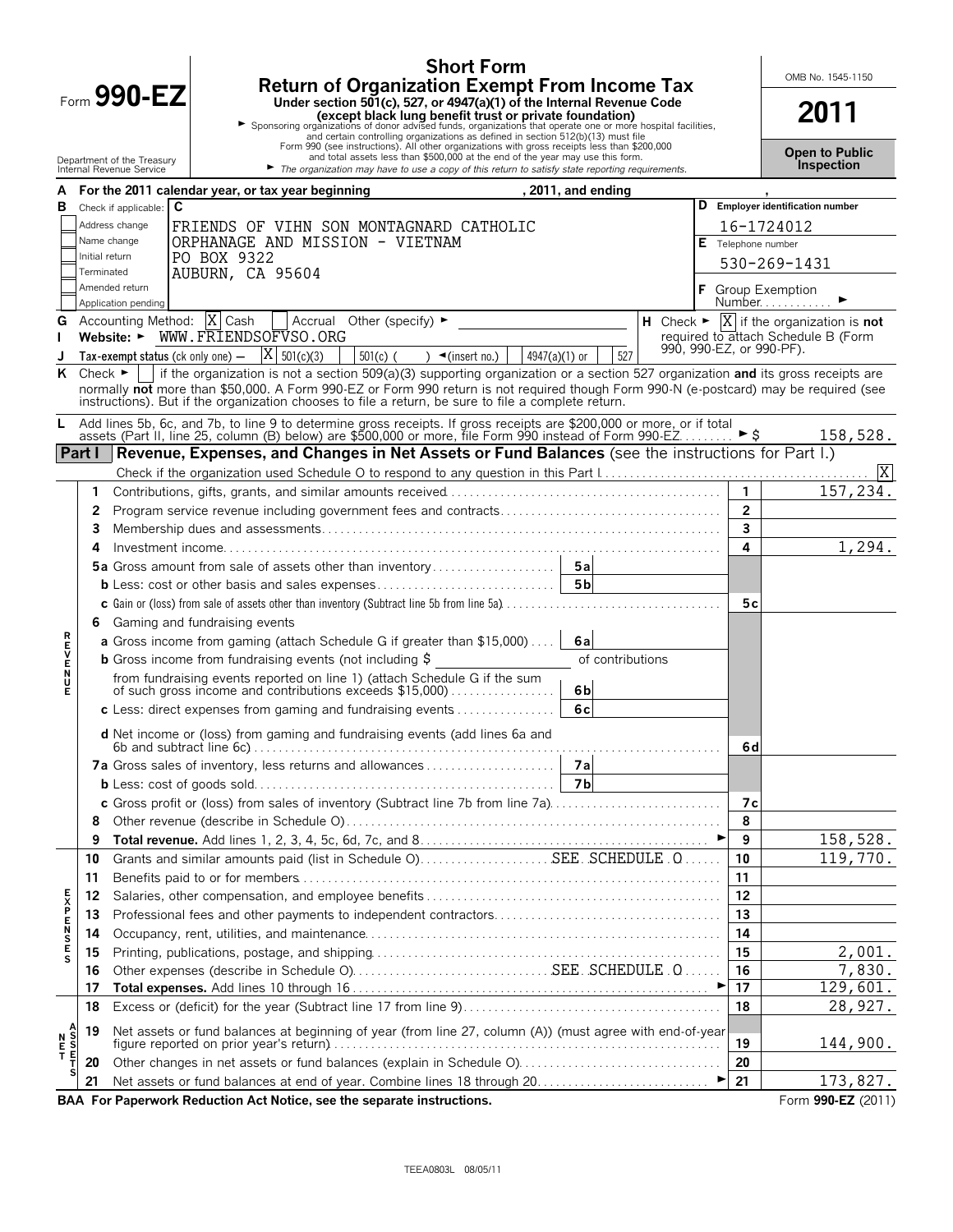# Form 990-EZ

## Short Form
## Return of Organization Exempt From Income Tax

**Under section 501(c), 527, or 4947(a)(1) of the Internal Revenue Code (except black lung benefit trust or private foundation)**

► Sponsoring organizations of donor advised funds, organizations that operate one or more hospital facilities, and certain controlling organizations as defined in section 512(b)(13) must file Form 990 (see instructions). All other organizations with gross receipts less than $200,000 and total assets less than $500,000 at the end of the year may use this form.

► The organization may have to use a copy of this return to satisfy state reporting requirements.

Department of the Treasury
Internal Revenue Service

OMB No. 1545-1150

**2011**

**Open to Public Inspection**

**A** For the 2011 calendar year, or tax year beginning , 2011, and ending ,

**B** Check if applicable:
- Address change
- Name change
- Initial return
- Terminated
- Amended return
- Application pending

**C** FRIENDS OF VIHN SON MONTAGNARD CATHOLIC ORPHANAGE AND MISSION - VIETNAM
PO BOX 9322
AUBURN, CA 95604

**D** Employer identification number: 16-1724012

**E** Telephone number: 530-269-1431

**F** Group Exemption Number ►

**G** Accounting Method: [X] Cash [ ] Accrual Other (specify) ►

**H** Check ► [X] if the organization is **not** required to attach Schedule B (Form 990, 990-EZ, or 990-PF).

**I** Website: ► WWW.FRIENDSOFVSO.ORG

**J** Tax-exempt status (ck only one) — [X] 501(c)(3) [ ] 501(c) ( ) ◄(insert no.) [ ] 4947(a)(1) or [ ] 527

**K** Check ► [ ] if the organization is not a section 509(a)(3) supporting organization or a section 527 organization **and** its gross receipts are normally **not** more than $50,000. A Form 990-EZ or Form 990 return is not required though Form 990-N (e-postcard) may be required (see instructions). But if the organization chooses to file a return, be sure to file a complete return.

**L** Add lines 5b, 6c, and 7b, to line 9 to determine gross receipts. If gross receipts are $200,000 or more, or if total assets (Part II, line 25, column (B) below) are $500,000 or more, file Form 990 instead of Form 990-EZ ► $ 158,528.

## Part I — Revenue, Expenses, and Changes in Net Assets or Fund Balances (see the instructions for Part I.)

Check if the organization used Schedule O to respond to any question in this Part I [X]

| Section | Line | Description | | | Line | Amount |
|---|---|---|---|---|---|---|
| REVENUE | 1 | Contributions, gifts, grants, and similar amounts received | | | 1 | 157,234. |
| | 2 | Program service revenue including government fees and contracts | | | 2 | |
| | 3 | Membership dues and assessments | | | 3 | |
| | 4 | Investment income | | | 4 | 1,294. |
| | 5a | Gross amount from sale of assets other than inventory | 5a | | | |
| | b | Less: cost or other basis and sales expenses | 5b | | | |
| | c | Gain or (loss) from sale of assets other than inventory (Subtract line 5b from line 5a) | | | 5c | |
| | 6 | Gaming and fundraising events | | | | |
| | a | Gross income from gaming (attach Schedule G if greater than $15,000) | 6a | | | |
| | b | Gross income from fundraising events (not including $ of contributions from fundraising events reported on line 1) (attach Schedule G if the sum of such gross income and contributions exceeds $15,000) | 6b | | | |
| | c | Less: direct expenses from gaming and fundraising events | 6c | | | |
| | d | Net income or (loss) from gaming and fundraising events (add lines 6a and 6b and subtract line 6c) | | | 6d | |
| | 7a | Gross sales of inventory, less returns and allowances | 7a | | | |
| | b | Less: cost of goods sold | 7b | | | |
| | c | Gross profit or (loss) from sales of inventory (Subtract line 7b from line 7a) | | | 7c | |
| | 8 | Other revenue (describe in Schedule O) | | | 8 | |
| | 9 | **Total revenue.** Add lines 1, 2, 3, 4, 5c, 6d, 7c, and 8 ► | | | 9 | 158,528. |
| EXPENSES | 10 | Grants and similar amounts paid (list in Schedule O) SEE SCHEDULE O | | | 10 | 119,770. |
| | 11 | Benefits paid to or for members | | | 11 | |
| | 12 | Salaries, other compensation, and employee benefits | | | 12 | |
| | 13 | Professional fees and other payments to independent contractors | | | 13 | |
| | 14 | Occupancy, rent, utilities, and maintenance | | | 14 | |
| | 15 | Printing, publications, postage, and shipping | | | 15 | 2,001. |
| | 16 | Other expenses (describe in Schedule O) SEE SCHEDULE O | | | 16 | 7,830. |
| | 17 | **Total expenses.** Add lines 10 through 16 ► | | | 17 | 129,601. |
| NET ASSETS | 18 | Excess or (deficit) for the year (Subtract line 17 from line 9) | | | 18 | 28,927. |
| | 19 | Net assets or fund balances at beginning of year (from line 27, column (A)) (must agree with end-of-year figure reported on prior year's return) | | | 19 | 144,900. |
| | 20 | Other changes in net assets or fund balances (explain in Schedule O) | | | 20 | |
| | 21 | Net assets or fund balances at end of year. Combine lines 18 through 20 ► | | | 21 | 173,827. |

**BAA For Paperwork Reduction Act Notice, see the separate instructions.** Form **990-EZ** (2011)

TEEA0803L 08/05/11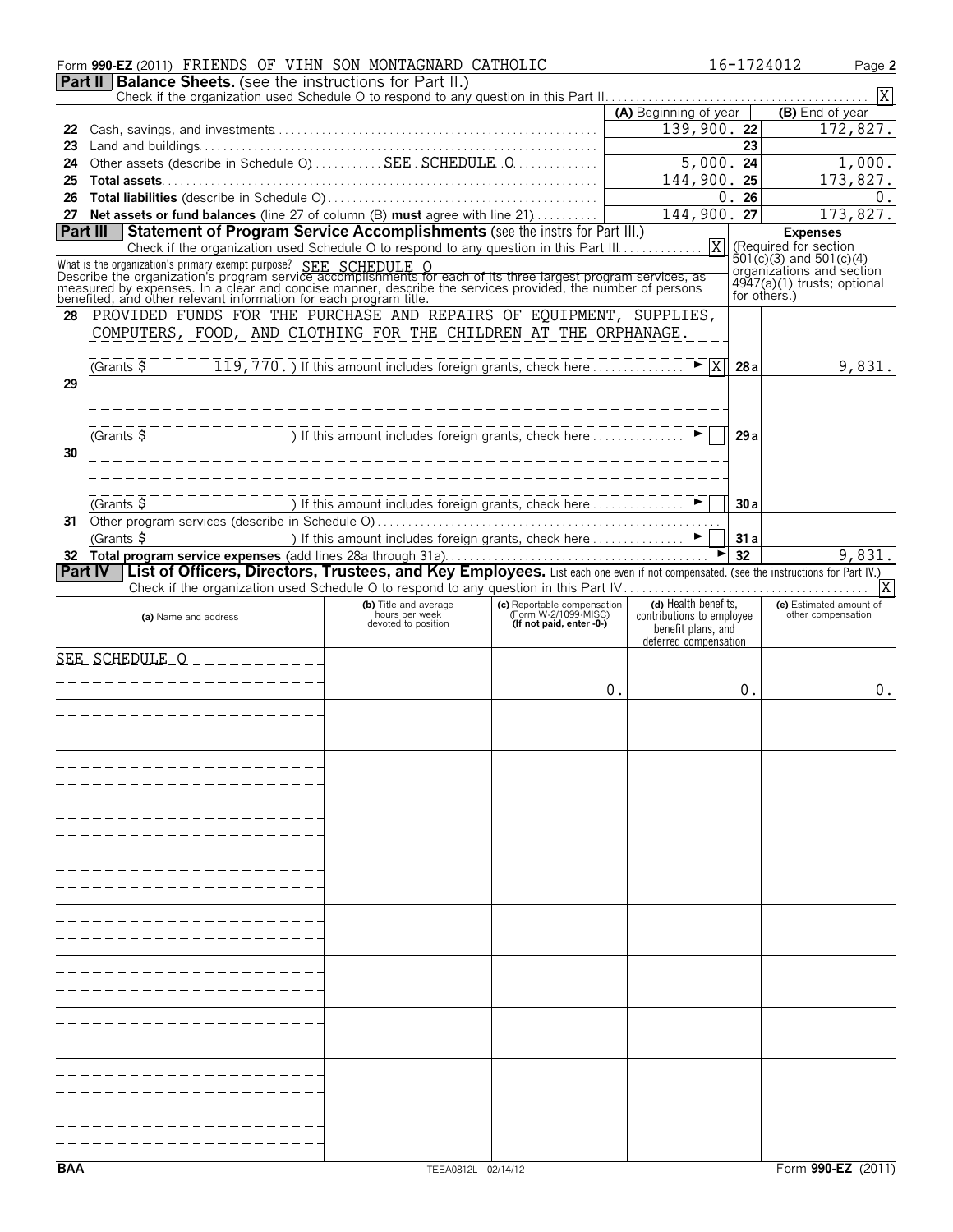Form **990-EZ** (2011) FRIENDS OF VIHN SON MONTAGNARD CATHOLIC 16-1724012

## Part II Balance Sheets. (see the instructions for Part II.)

Check if the organization used Schedule O to respond to any question in this Part II [X]

| | | (A) Beginning of year | | (B) End of year |
|---|---|---|---|---|
| 22 | Cash, savings, and investments | 139,900. | 22 | 172,827. |
| 23 | Land and buildings | | 23 | |
| 24 | Other assets (describe in Schedule O) SEE SCHEDULE O | 5,000. | 24 | 1,000. |
| 25 | **Total assets** | 144,900. | 25 | 173,827. |
| 26 | **Total liabilities** (describe in Schedule O) | 0. | 26 | 0. |
| 27 | **Net assets or fund balances** (line 27 of column (B) **must** agree with line 21) | 144,900. | 27 | 173,827. |

## Part III Statement of Program Service Accomplishments (see the instrs for Part III.)

Check if the organization used Schedule O to respond to any question in this Part III [X]

**Expenses** (Required for section 501(c)(3) and 501(c)(4) organizations and section 4947(a)(1) trusts; optional for others.)

What is the organization's primary exempt purpose? SEE SCHEDULE O

Describe the organization's program service accomplishments for each of its three largest program services, as measured by expenses. In a clear and concise manner, describe the services provided, the number of persons benefited, and other relevant information for each program title.

| | | | |
|---|---|---|---|
| 28 | PROVIDED FUNDS FOR THE PURCHASE AND REPAIRS OF EQUIPMENT, SUPPLIES, COMPUTERS, FOOD, AND CLOTHING FOR THE CHILDREN AT THE ORPHANAGE. (Grants $ 119,770.) If this amount includes foreign grants, check here ► [X] | 28a | 9,831. |
| 29 | (Grants $ ) If this amount includes foreign grants, check here ► [ ] | 29a | |
| 30 | (Grants $ ) If this amount includes foreign grants, check here ► [ ] | 30a | |
| 31 | Other program services (describe in Schedule O) (Grants $ ) If this amount includes foreign grants, check here ► [ ] | 31a | |
| 32 | **Total program service expenses** (add lines 28a through 31a) ► | 32 | 9,831. |

## Part IV List of Officers, Directors, Trustees, and Key Employees.

List each one even if not compensated. (see the instructions for Part IV.)

Check if the organization used Schedule O to respond to any question in this Part IV [X]

| (a) Name and address | (b) Title and average hours per week devoted to position | (c) Reportable compensation (Form W-2/1099-MISC) (If not paid, enter -0-) | (d) Health benefits, contributions to employee benefit plans, and deferred compensation | (e) Estimated amount of other compensation |
|---|---|---|---|---|
| SEE SCHEDULE O | | 0. | 0. | 0. |

BAA TEEA0812L 02/14/12 Form **990-EZ** (2011)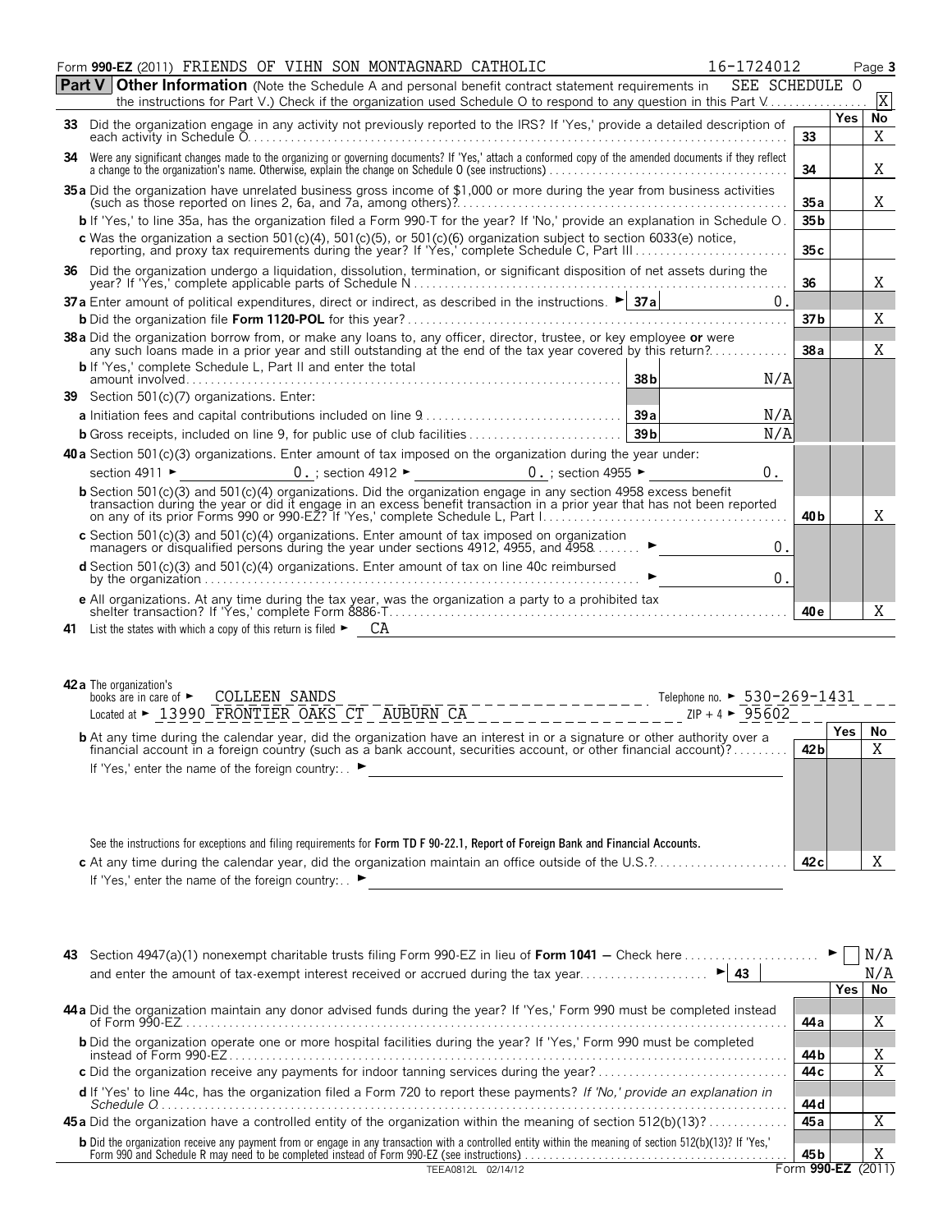Form **990-EZ** (2011) FRIENDS OF VIHN SON MONTAGNARD CATHOLIC 16-1724012 Page **3**

**Part V** **Other Information** (Note the Schedule A and personal benefit contract statement requirements in the instructions for Part V.) Check if the organization used Schedule O to respond to any question in this Part V . . . SEE SCHEDULE O [X]

| | | | Yes | No |
|---|---|---|---|---|
| **33** | Did the organization engage in any activity not previously reported to the IRS? If 'Yes,' provide a detailed description of each activity in Schedule O | **33** | | X |
| **34** | Were any significant changes made to the organizing or governing documents? If 'Yes,' attach a conformed copy of the amended documents if they reflect a change to the organization's name. Otherwise, explain the change on Schedule O (see instructions) | **34** | | X |
| **35a** | Did the organization have unrelated business gross income of $1,000 or more during the year from business activities (such as those reported on lines 2, 6a, and 7a, among others)? | **35a** | | X |
| **b** | If 'Yes,' to line 35a, has the organization filed a Form 990-T for the year? If 'No,' provide an explanation in Schedule O | **35b** | | |
| **c** | Was the organization a section 501(c)(4), 501(c)(5), or 501(c)(6) organization subject to section 6033(e) notice, reporting, and proxy tax requirements during the year? If 'Yes,' complete Schedule C, Part III | **35c** | | |
| **36** | Did the organization undergo a liquidation, dissolution, termination, or significant disposition of net assets during the year? If 'Yes,' complete applicable parts of Schedule N | **36** | | X |
| **37a** | Enter amount of political expenditures, direct or indirect, as described in the instructions. ► **37a** 0. | | | |
| **b** | Did the organization file **Form 1120-POL** for this year? | **37b** | | X |
| **38a** | Did the organization borrow from, or make any loans to, any officer, director, trustee, or key employee **or** were any such loans made in a prior year and still outstanding at the end of the tax year covered by this return? | **38a** | | X |
| **b** | If 'Yes,' complete Schedule L, Part II and enter the total amount involved **38b** N/A | | | |
| **39** | Section 501(c)(7) organizations. Enter: | | | |
| **a** | Initiation fees and capital contributions included on line 9 **39a** N/A | | | |
| **b** | Gross receipts, included on line 9, for public use of club facilities **39b** N/A | | | |
| **40a** | Section 501(c)(3) organizations. Enter amount of tax imposed on the organization during the year under: section 4911 ► 0. ; section 4912 ► 0. ; section 4955 ► 0. | | | |
| **b** | Section 501(c)(3) and 501(c)(4) organizations. Did the organization engage in any section 4958 excess benefit transaction during the year or did it engage in an excess benefit transaction in a prior year that has not been reported on any of its prior Forms 990 or 990-EZ? If 'Yes,' complete Schedule L, Part I | **40b** | | X |
| **c** | Section 501(c)(3) and 501(c)(4) organizations. Enter amount of tax imposed on organization managers or disqualified persons during the year under sections 4912, 4955, and 4958 ► 0. | | | |
| **d** | Section 501(c)(3) and 501(c)(4) organizations. Enter amount of tax on line 40c reimbursed by the organization ► 0. | | | |
| **e** | All organizations. At any time during the tax year, was the organization a party to a prohibited tax shelter transaction? If 'Yes,' complete Form 8886-T | **40e** | | X |
| **41** | List the states with which a copy of this return is filed ► CA | | | |

**42a** The organization's books are in care of ► COLLEEN SANDS Telephone no. ► 530-269-1431
Located at ► 13990 FRONTIER OAKS CT AUBURN CA ZIP + 4 ► 95602

| | | | Yes | No |
|---|---|---|---|---|
| **b** | At any time during the calendar year, did the organization have an interest in or a signature or other authority over a financial account in a foreign country (such as a bank account, securities account, or other financial account)? If 'Yes,' enter the name of the foreign country: ► See the instructions for exceptions and filing requirements for **Form TD F 90-22.1, Report of Foreign Bank and Financial Accounts.** | **42b** | | X |
| **c** | At any time during the calendar year, did the organization maintain an office outside of the U.S.? If 'Yes,' enter the name of the foreign country: ► | **42c** | | X |

**43** Section 4947(a)(1) nonexempt charitable trusts filing Form 990-EZ in lieu of **Form 1041** — Check here ► [ ] N/A
and enter the amount of tax-exempt interest received or accrued during the tax year ► **43** N/A

| | | | Yes | No |
|---|---|---|---|---|
| **44a** | Did the organization maintain any donor advised funds during the year? If 'Yes,' Form 990 must be completed instead of Form 990-EZ | **44a** | | X |
| **b** | Did the organization operate one or more hospital facilities during the year? If 'Yes,' Form 990 must be completed instead of Form 990-EZ | **44b** | | X |
| **c** | Did the organization receive any payments for indoor tanning services during the year? | **44c** | | X |
| **d** | If 'Yes' to line 44c, has the organization filed a Form 720 to report these payments? *If 'No,' provide an explanation in Schedule O* | **44d** | | |
| **45a** | Did the organization have a controlled entity of the organization within the meaning of section 512(b)(13)? | **45a** | | X |
| **b** | Did the organization receive any payment from or engage in any transaction with a controlled entity within the meaning of section 512(b)(13)? If 'Yes,' Form 990 and Schedule R may need to be completed instead of Form 990-EZ (see instructions) | **45b** | | X |

TEEA0812L 02/14/12 Form **990-EZ** (2011)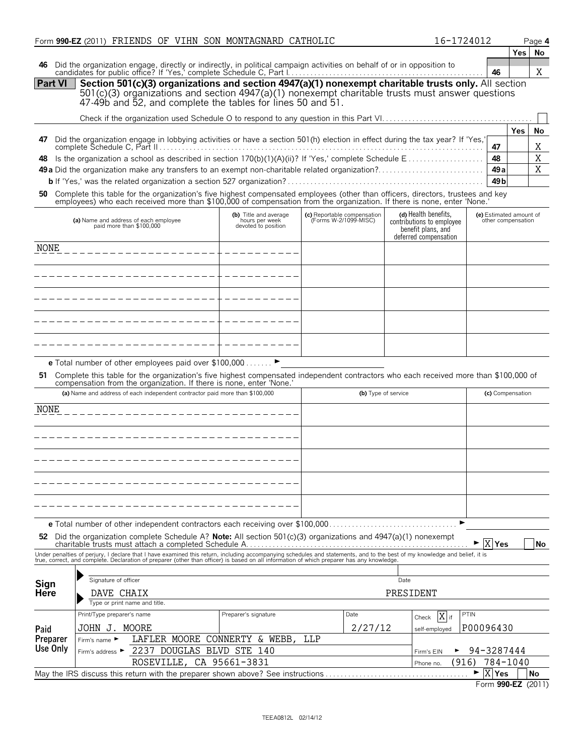Form **990-EZ** (2011) FRIENDS OF VIHN SON MONTAGNARD CATHOLIC 16-1724012 Page **4**

| | | | Yes | No |
|---|---|---|---|---|
| **46** | Did the organization engage, directly or indirectly, in political campaign activities on behalf of or in opposition to candidates for public office? If 'Yes,' complete Schedule C, Part I | **46** | | X |

**Part VI** **Section 501(c)(3) organizations and section 4947(a)(1) nonexempt charitable trusts only.** All section 501(c)(3) organizations and section 4947(a)(1) nonexempt charitable trusts must answer questions 47-49b and 52, and complete the tables for lines 50 and 51.

Check if the organization used Schedule O to respond to any question in this Part VI ☐

| | | | Yes | No |
|---|---|---|---|---|
| **47** | Did the organization engage in lobbying activities or have a section 501(h) election in effect during the tax year? If 'Yes,' complete Schedule C, Part II | **47** | | X |
| **48** | Is the organization a school as described in section 170(b)(1)(A)(ii)? If 'Yes,' complete Schedule E | **48** | | X |
| **49a** | Did the organization make any transfers to an exempt non-charitable related organization? | **49a** | | X |
| **b** | If 'Yes,' was the related organization a section 527 organization? | **49b** | | |

**50** Complete this table for the organization's five highest compensated employees (other than officers, directors, trustees and key employees) who each received more than $100,000 of compensation from the organization. If there is none, enter 'None.'

| (a) Name and address of each employee paid more than $100,000 | (b) Title and average hours per week devoted to position | (c) Reportable compensation (Forms W-2/1099-MISC) | (d) Health benefits, contributions to employee benefit plans, and deferred compensation | (e) Estimated amount of other compensation |
|---|---|---|---|---|
| NONE | | | | |
| | | | | |
| | | | | |
| | | | | |
| | | | | |

**e** Total number of other employees paid over $100,000 ►

**51** Complete this table for the organization's five highest compensated independent contractors who each received more than $100,000 of compensation from the organization. If there is none, enter 'None.'

| (a) Name and address of each independent contractor paid more than $100,000 | (b) Type of service | (c) Compensation |
|---|---|---|
| NONE | | |
| | | |
| | | |
| | | |
| | | |

**e** Total number of other independent contractors each receiving over $100,000 ►

**52** Did the organization complete Schedule A? **Note:** All section 501(c)(3) organizations and 4947(a)(1) nonexempt charitable trusts must attach a completed Schedule A ► ☒ **Yes** ☐ **No**

Under penalties of perjury, I declare that I have examined this return, including accompanying schedules and statements, and to the best of my knowledge and belief, it is true, correct, and complete. Declaration of preparer (other than officer) is based on all information of which preparer has any knowledge.

**Sign Here**

Signature of officer — Date

DAVE CHAIX — PRESIDENT

Type or print name and title.

**Paid Preparer Use Only**

| Print/Type preparer's name | Preparer's signature | Date | Check ☒ if self-employed | PTIN |
|---|---|---|---|---|
| JOHN J. MOORE | | 2/27/12 | | P00096430 |

Firm's name ► LAFLER MOORE CONNERTY & WEBB, LLP

Firm's address ► 2237 DOUGLAS BLVD STE 140, ROSEVILLE, CA 95661-3831

Firm's EIN ► 94-3287444

Phone no. (916) 784-1040

May the IRS discuss this return with the preparer shown above? See instructions ► ☒ **Yes** ☐ **No**

Form **990-EZ** (2011)

TEEA0812L 02/14/12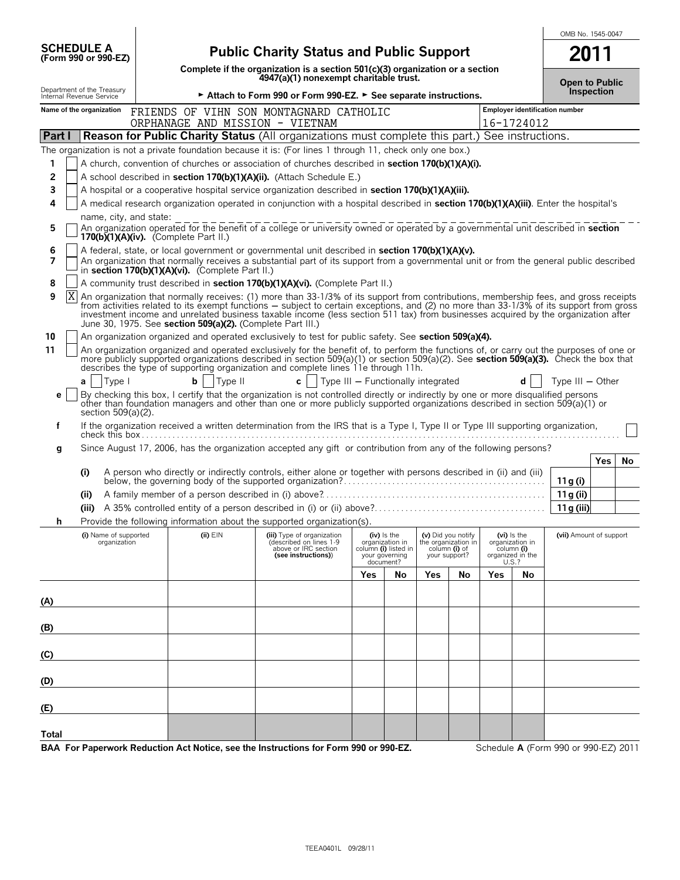**SCHEDULE A**
**(Form 990 or 990-EZ)**

Department of the Treasury
Internal Revenue Service

# Public Charity Status and Public Support

**Complete if the organization is a section 501(c)(3) organization or a section 4947(a)(1) nonexempt charitable trust.**

► **Attach to Form 990 or Form 990-EZ.** ► **See separate instructions.**

OMB No. 1545-0047

**2011**

**Open to Public Inspection**

**Name of the organization** FRIENDS OF VIHN SON MONTAGNARD CATHOLIC ORPHANAGE AND MISSION - VIETNAM

**Employer identification number** 16-1724012

## Part I Reason for Public Charity Status (All organizations must complete this part.) See instructions.

The organization is not a private foundation because it is: (For lines 1 through 11, check only one box.)

1. [ ] A church, convention of churches or association of churches described in **section 170(b)(1)(A)(i).**
2. [ ] A school described in **section 170(b)(1)(A)(ii).** (Attach Schedule E.)
3. [ ] A hospital or a cooperative hospital service organization described in **section 170(b)(1)(A)(iii).**
4. [ ] A medical research organization operated in conjunction with a hospital described in **section 170(b)(1)(A)(iii)**. Enter the hospital's name, city, and state:
5. [ ] An organization operated for the benefit of a college or university owned or operated by a governmental unit described in **section 170(b)(1)(A)(iv).** (Complete Part II.)
6. [ ] A federal, state, or local government or governmental unit described in **section 170(b)(1)(A)(v).**
7. [ ] An organization that normally receives a substantial part of its support from a governmental unit or from the general public described in **section 170(b)(1)(A)(vi).** (Complete Part II.)
8. [ ] A community trust described in **section 170(b)(1)(A)(vi).** (Complete Part II.)
9. [X] An organization that normally receives: (1) more than 33-1/3% of its support from contributions, membership fees, and gross receipts from activities related to its exempt functions — subject to certain exceptions, and (2) no more than 33-1/3% of its support from gross investment income and unrelated business taxable income (less section 511 tax) from businesses acquired by the organization after June 30, 1975. See **section 509(a)(2).** (Complete Part III.)
10. [ ] An organization organized and operated exclusively to test for public safety. See **section 509(a)(4).**
11. [ ] An organization organized and operated exclusively for the benefit of, to perform the functions of, or carry out the purposes of one or more publicly supported organizations described in section 509(a)(1) or section 509(a)(2). See **section 509(a)(3).** Check the box that describes the type of supporting organization and complete lines 11e through 11h.

   **a** [ ] Type I  **b** [ ] Type II  **c** [ ] Type III — Functionally integrated  **d** [ ] Type III — Other

   **e** [ ] By checking this box, I certify that the organization is not controlled directly or indirectly by one or more disqualified persons other than foundation managers and other than one or more publicly supported organizations described in section 509(a)(1) or section 509(a)(2).

   **f** If the organization received a written determination from the IRS that is a Type I, Type II or Type III supporting organization, check this box [ ]

   **g** Since August 17, 2006, has the organization accepted any gift or contribution from any of the following persons?

| | | | Yes | No |
|---|---|---|---|---|
| (i) | A person who directly or indirectly controls, either alone or together with persons described in (ii) and (iii) below, the governing body of the supported organization? | 11g (i) | | |
| (ii) | A family member of a person described in (i) above? | 11g (ii) | | |
| (iii) | A 35% controlled entity of a person described in (i) or (ii) above? | 11g (iii) | | |

   **h** Provide the following information about the supported organization(s).

| | (i) Name of supported organization | (ii) EIN | (iii) Type of organization (described on lines 1-9 above or IRC section (see instructions)) | (iv) Is the organization in column (i) listed in your governing document? | | (v) Did you notify the organization in column (i) of your support? | | (vi) Is the organization in column (i) organized in the U.S.? | | (vii) Amount of support |
|---|---|---|---|---|---|---|---|---|---|---|
| | | | | Yes | No | Yes | No | Yes | No | |
| (A) | | | | | | | | | | |
| (B) | | | | | | | | | | |
| (C) | | | | | | | | | | |
| (D) | | | | | | | | | | |
| (E) | | | | | | | | | | |
| Total | | | | | | | | | | |

**BAA For Paperwork Reduction Act Notice, see the Instructions for Form 990 or 990-EZ.** Schedule **A** (Form 990 or 990-EZ) 2011

TEEA0401L 09/28/11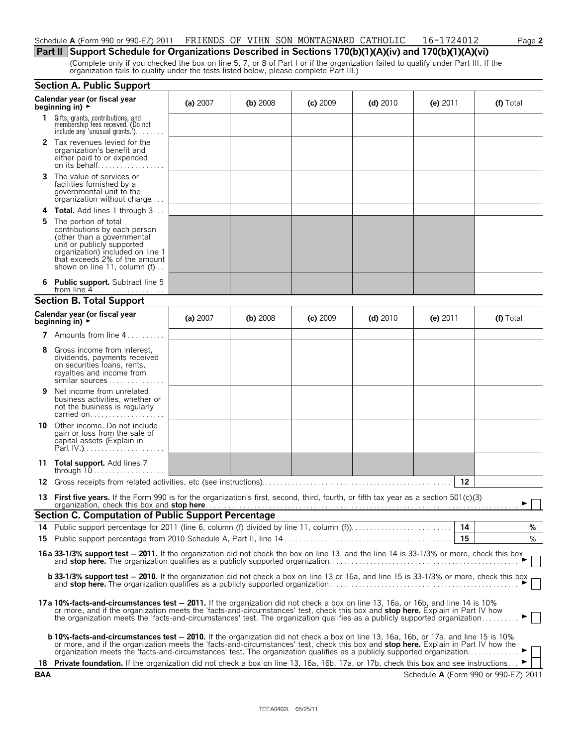Schedule A (Form 990 or 990-EZ) 2011 FRIENDS OF VIHN SON MONTAGNARD CATHOLIC 16-1724012

## Part II Support Schedule for Organizations Described in Sections 170(b)(1)(A)(iv) and 170(b)(1)(A)(vi)

(Complete only if you checked the box on line 5, 7, or 8 of Part I or if the organization failed to qualify under Part III. If the organization fails to qualify under the tests listed below, please complete Part III.)

### Section A. Public Support

| Calendar year (or fiscal year beginning in) ► | (a) 2007 | (b) 2008 | (c) 2009 | (d) 2010 | (e) 2011 | (f) Total |
|---|---|---|---|---|---|---|
| 1 Gifts, grants, contributions, and membership fees received. (Do not include any 'unusual grants.') | | | | | | |
| 2 Tax revenues levied for the organization's benefit and either paid to or expended on its behalf | | | | | | |
| 3 The value of services or facilities furnished by a governmental unit to the organization without charge | | | | | | |
| 4 **Total.** Add lines 1 through 3 | | | | | | |
| 5 The portion of total contributions by each person (other than a governmental unit or publicly supported organization) included on line 1 that exceeds 2% of the amount shown on line 11, column (f) | | | | | | |
| 6 **Public support.** Subtract line 5 from line 4 | | | | | | |

### Section B. Total Support

| Calendar year (or fiscal year beginning in) ► | (a) 2007 | (b) 2008 | (c) 2009 | (d) 2010 | (e) 2011 | (f) Total |
|---|---|---|---|---|---|---|
| 7 Amounts from line 4 | | | | | | |
| 8 Gross income from interest, dividends, payments received on securities loans, rents, royalties and income from similar sources | | | | | | |
| 9 Net income from unrelated business activities, whether or not the business is regularly carried on | | | | | | |
| 10 Other income. Do not include gain or loss from the sale of capital assets (Explain in Part IV.) | | | | | | |
| 11 **Total support.** Add lines 7 through 10 | | | | | | |

12 Gross receipts from related activities, etc (see instructions) — 12

13 **First five years.** If the Form 990 is for the organization's first, second, third, fourth, or fifth tax year as a section 501(c)(3) organization, check this box and **stop here** ► ☐

### Section C. Computation of Public Support Percentage

14 Public support percentage for 2011 (line 6, column (f) divided by line 11, column (f)) — 14 — %

15 Public support percentage from 2010 Schedule A, Part II, line 14 — 15 — %

16a **33-1/3% support test — 2011.** If the organization did not check the box on line 13, and the line 14 is 33-1/3% or more, check this box and **stop here.** The organization qualifies as a publicly supported organization ► ☐

b **33-1/3% support test — 2010.** If the organization did not check a box on line 13 or 16a, and line 15 is 33-1/3% or more, check this box and **stop here.** The organization qualifies as a publicly supported organization ► ☐

17a **10%-facts-and-circumstances test — 2011.** If the organization did not check a box on line 13, 16a, or 16b, and line 14 is 10% or more, and if the organization meets the 'facts-and-circumstances' test, check this box and **stop here.** Explain in Part IV how the organization meets the 'facts-and-circumstances' test. The organization qualifies as a publicly supported organization ► ☐

b **10%-facts-and-circumstances test — 2010.** If the organization did not check a box on line 13, 16a, 16b, or 17a, and line 15 is 10% or more, and if the organization meets the 'facts-and-circumstances' test, check this box and **stop here.** Explain in Part IV how the organization meets the 'facts-and-circumstances' test. The organization qualifies as a publicly supported organization ► ☐

18 **Private foundation.** If the organization did not check a box on line 13, 16a, 16b, 17a, or 17b, check this box and see instructions ► ☐

BAA Schedule A (Form 990 or 990-EZ) 2011

TEEA0402L 05/25/11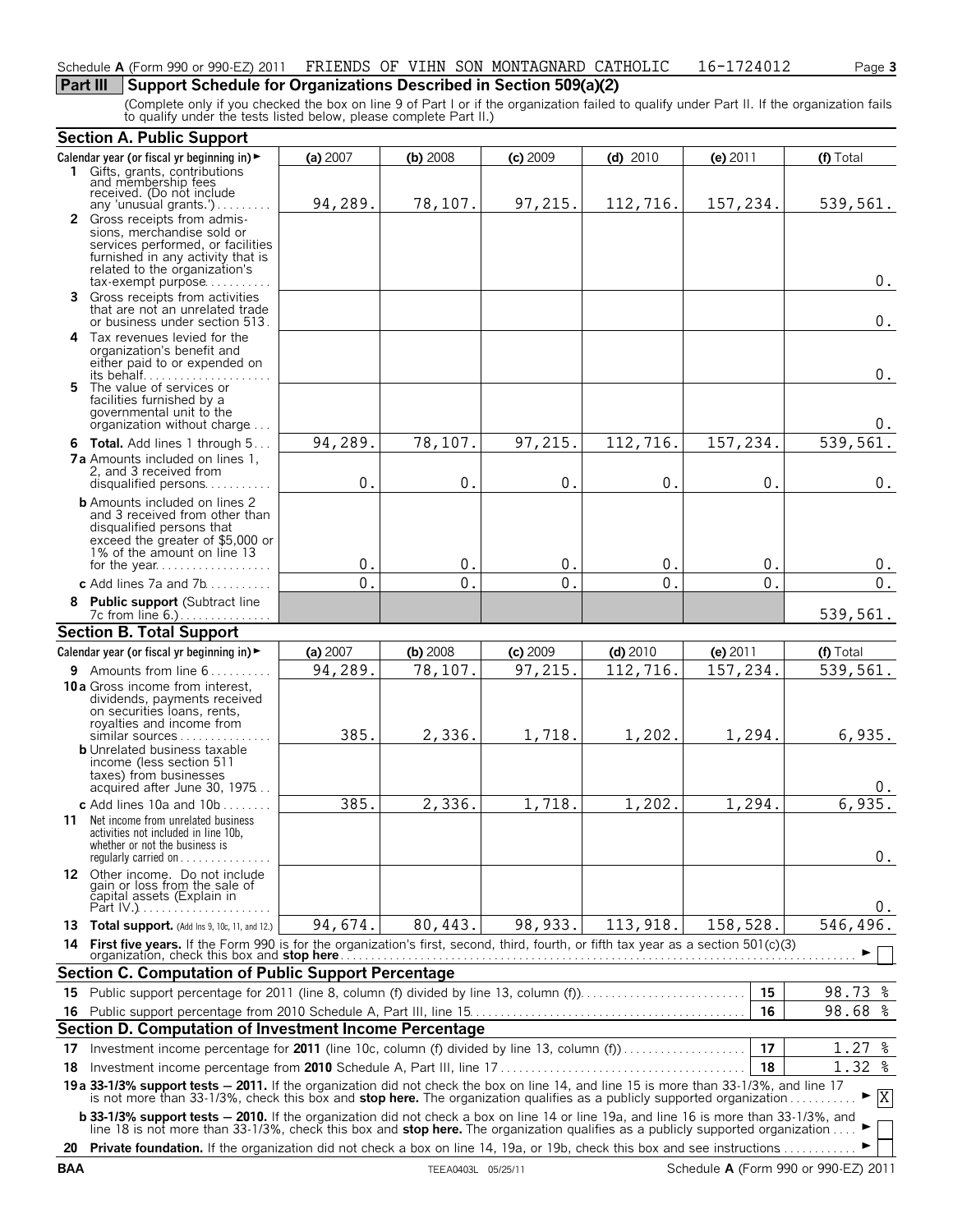Schedule A (Form 990 or 990-EZ) 2011 FRIENDS OF VIHN SON MONTAGNARD CATHOLIC 16-1724012

## Part III Support Schedule for Organizations Described in Section 509(a)(2)

(Complete only if you checked the box on line 9 of Part I or if the organization failed to qualify under Part II. If the organization fails to qualify under the tests listed below, please complete Part II.)

### Section A. Public Support

| Calendar year (or fiscal yr beginning in) ► | (a) 2007 | (b) 2008 | (c) 2009 | (d) 2010 | (e) 2011 | (f) Total |
|---|---|---|---|---|---|---|
| **1** Gifts, grants, contributions and membership fees received. (Do not include any 'unusual grants.') | 94,289. | 78,107. | 97,215. | 112,716. | 157,234. | 539,561. |
| **2** Gross receipts from admissions, merchandise sold or services performed, or facilities furnished in any activity that is related to the organization's tax-exempt purpose | | | | | | 0. |
| **3** Gross receipts from activities that are not an unrelated trade or business under section 513 | | | | | | 0. |
| **4** Tax revenues levied for the organization's benefit and either paid to or expended on its behalf | | | | | | 0. |
| **5** The value of services or facilities furnished by a governmental unit to the organization without charge | | | | | | 0. |
| **6 Total.** Add lines 1 through 5 | 94,289. | 78,107. | 97,215. | 112,716. | 157,234. | 539,561. |
| **7a** Amounts included on lines 1, 2, and 3 received from disqualified persons | 0. | 0. | 0. | 0. | 0. | 0. |
| **b** Amounts included on lines 2 and 3 received from other than disqualified persons that exceed the greater of $5,000 or 1% of the amount on line 13 for the year | 0. | 0. | 0. | 0. | 0. | 0. |
| **c** Add lines 7a and 7b | 0. | 0. | 0. | 0. | 0. | 0. |
| **8 Public support** (Subtract line 7c from line 6.) | | | | | | 539,561. |

### Section B. Total Support

| Calendar year (or fiscal yr beginning in) ► | (a) 2007 | (b) 2008 | (c) 2009 | (d) 2010 | (e) 2011 | (f) Total |
|---|---|---|---|---|---|---|
| **9** Amounts from line 6 | 94,289. | 78,107. | 97,215. | 112,716. | 157,234. | 539,561. |
| **10a** Gross income from interest, dividends, payments received on securities loans, rents, royalties and income from similar sources | 385. | 2,336. | 1,718. | 1,202. | 1,294. | 6,935. |
| **b** Unrelated business taxable income (less section 511 taxes) from businesses acquired after June 30, 1975 | | | | | | 0. |
| **c** Add lines 10a and 10b | 385. | 2,336. | 1,718. | 1,202. | 1,294. | 6,935. |
| **11** Net income from unrelated business activities not included in line 10b, whether or not the business is regularly carried on | | | | | | 0. |
| **12** Other income. Do not include gain or loss from the sale of capital assets (Explain in Part IV.) | | | | | | 0. |
| **13 Total support.** (Add lns 9, 10c, 11, and 12.) | 94,674. | 80,443. | 98,933. | 113,918. | 158,528. | 546,496. |

**14 First five years.** If the Form 990 is for the organization's first, second, third, fourth, or fifth tax year as a section 501(c)(3) organization, check this box and **stop here** ► [ ]

### Section C. Computation of Public Support Percentage

| | | | |
|---|---|---|---|
| **15** | Public support percentage for 2011 (line 8, column (f) divided by line 13, column (f)) | 15 | 98.73 % |
| **16** | Public support percentage from 2010 Schedule A, Part III, line 15 | 16 | 98.68 % |

### Section D. Computation of Investment Income Percentage

| | | | |
|---|---|---|---|
| **17** | Investment income percentage for **2011** (line 10c, column (f) divided by line 13, column (f)) | 17 | 1.27 % |
| **18** | Investment income percentage from **2010** Schedule A, Part III, line 17 | 18 | 1.32 % |

**19a 33-1/3% support tests — 2011.** If the organization did not check the box on line 14, and line 15 is more than 33-1/3%, and line 17 is not more than 33-1/3%, check this box and **stop here.** The organization qualifies as a publicly supported organization ► [X]

**b 33-1/3% support tests — 2010.** If the organization did not check a box on line 14 or line 19a, and line 16 is more than 33-1/3%, and line 18 is not more than 33-1/3%, check this box and **stop here.** The organization qualifies as a publicly supported organization ► [ ]

**20 Private foundation.** If the organization did not check a box on line 14, 19a, or 19b, check this box and see instructions ► [ ]

BAA TEEA0403L 05/25/11 Schedule A (Form 990 or 990-EZ) 2011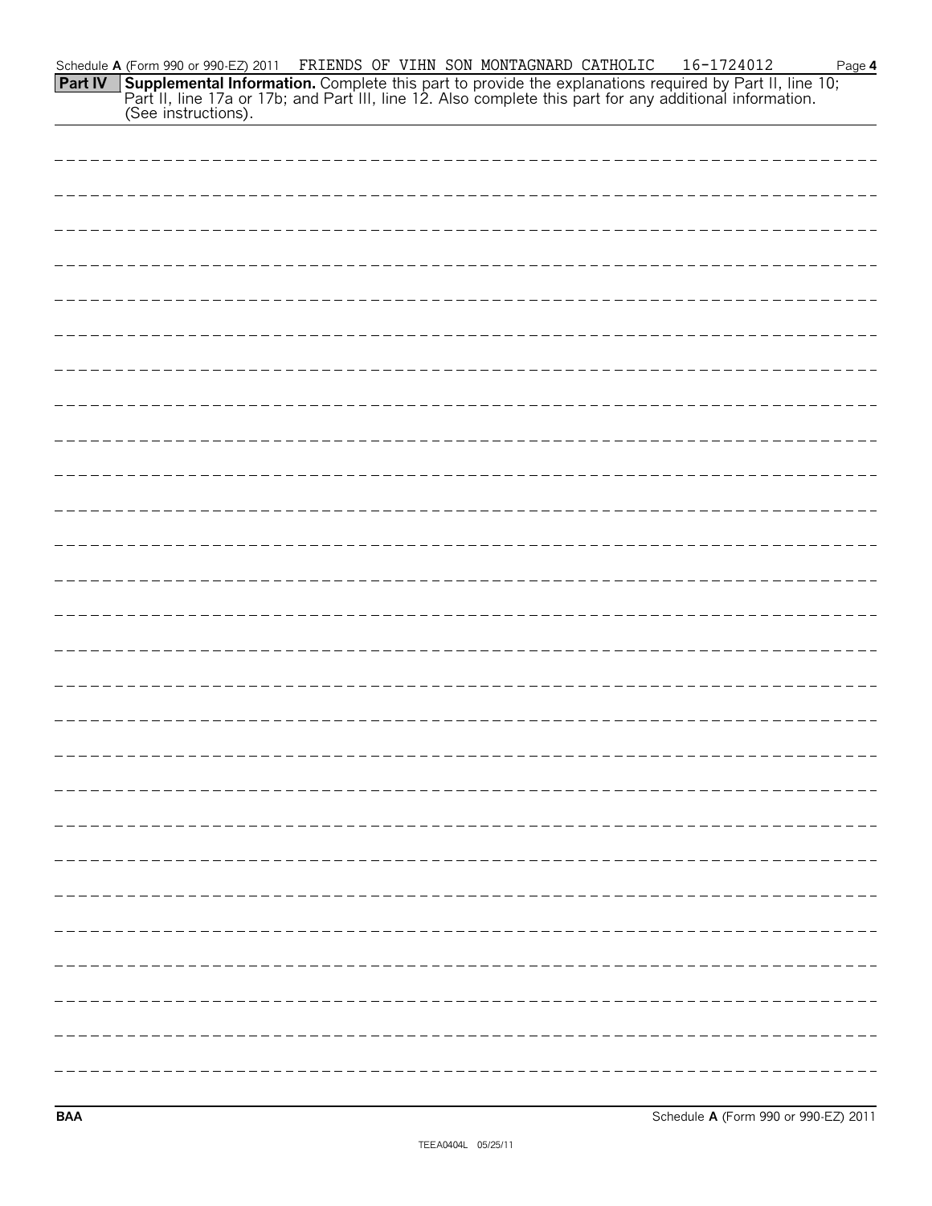Schedule A (Form 990 or 990-EZ) 2011 FRIENDS OF VIHN SON MONTAGNARD CATHOLIC 16-1724012

**Part IV** **Supplemental Information.** Complete this part to provide the explanations required by Part II, line 10; Part II, line 17a or 17b; and Part III, line 12. Also complete this part for any additional information. (See instructions).

BAA Schedule A (Form 990 or 990-EZ) 2011

TEEA0404L 05/25/11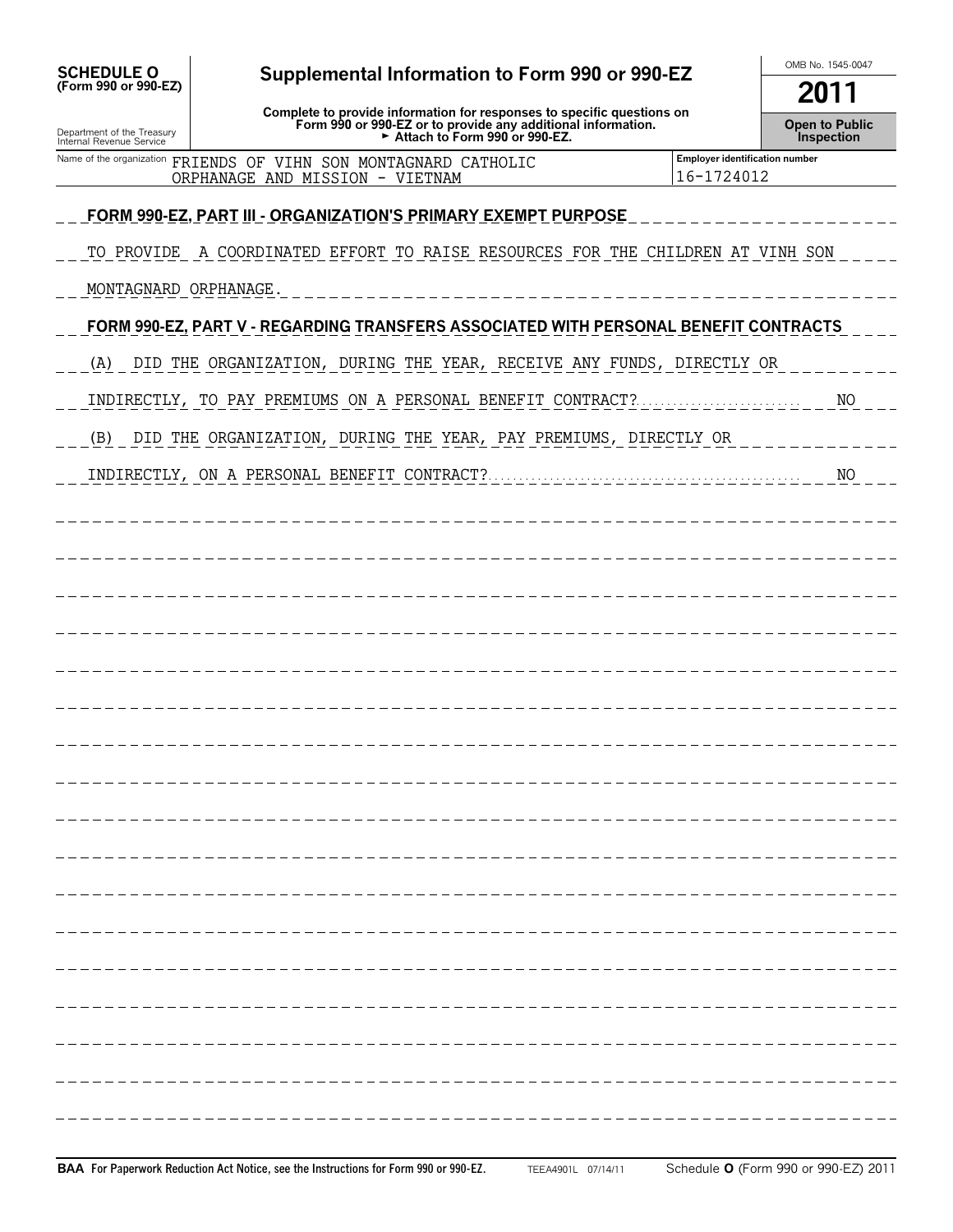**SCHEDULE O**
**(Form 990 or 990-EZ)**

Department of the Treasury
Internal Revenue Service

# Supplemental Information to Form 990 or 990-EZ

**Complete to provide information for responses to specific questions on Form 990 or 990-EZ or to provide any additional information.**
**► Attach to Form 990 or 990-EZ.**

OMB No. 1545-0047

**2011**

**Open to Public Inspection**

| Name of the organization | Employer identification number |
|---|---|
| FRIENDS OF VIHN SON MONTAGNARD CATHOLIC ORPHANAGE AND MISSION - VIETNAM | 16-1724012 |

**FORM 990-EZ, PART III - ORGANIZATION'S PRIMARY EXEMPT PURPOSE**

TO PROVIDE A COORDINATED EFFORT TO RAISE RESOURCES FOR THE CHILDREN AT VINH SON MONTAGNARD ORPHANAGE.

**FORM 990-EZ, PART V - REGARDING TRANSFERS ASSOCIATED WITH PERSONAL BENEFIT CONTRACTS**

(A) DID THE ORGANIZATION, DURING THE YEAR, RECEIVE ANY FUNDS, DIRECTLY OR INDIRECTLY, TO PAY PREMIUMS ON A PERSONAL BENEFIT CONTRACT? NO

(B) DID THE ORGANIZATION, DURING THE YEAR, PAY PREMIUMS, DIRECTLY OR INDIRECTLY, ON A PERSONAL BENEFIT CONTRACT? NO

**BAA For Paperwork Reduction Act Notice, see the Instructions for Form 990 or 990-EZ.** TEEA4901L 07/14/11 Schedule **O** (Form 990 or 990-EZ) 2011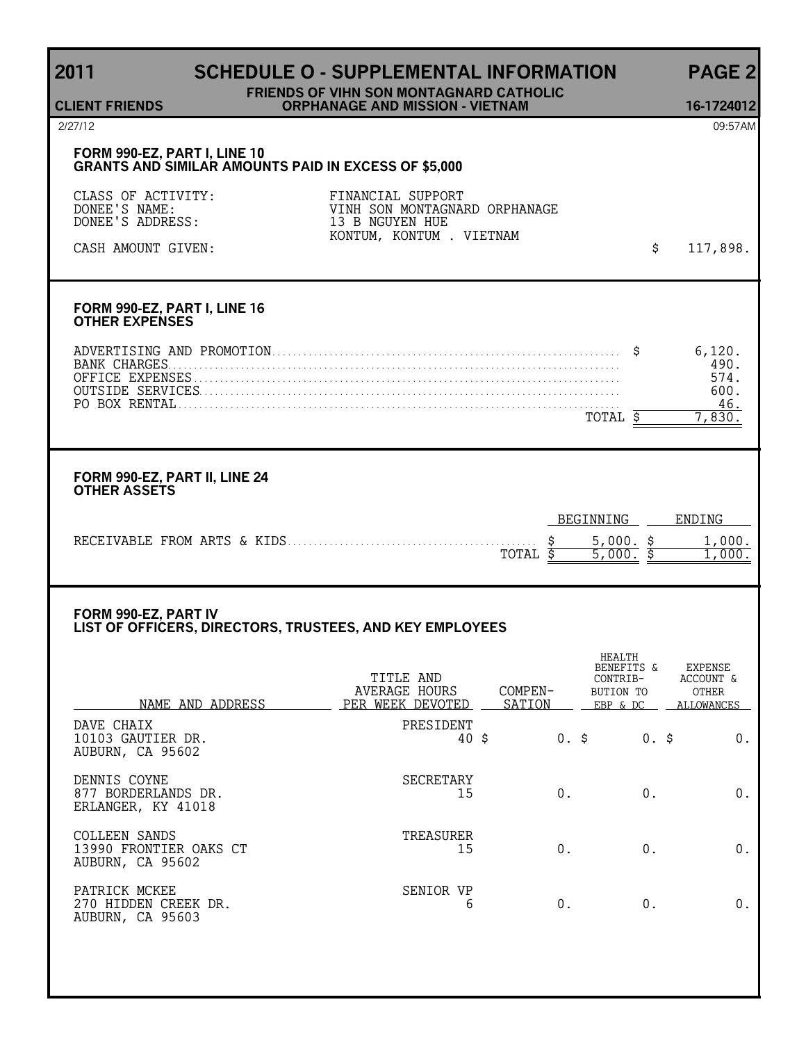# 2011 SCHEDULE O - SUPPLEMENTAL INFORMATION PAGE 2

**CLIENT FRIENDS** — **FRIENDS OF VIHN SON MONTAGNARD CATHOLIC ORPHANAGE AND MISSION - VIETNAM** — **16-1724012**

2/27/12 09:57AM

## FORM 990-EZ, PART I, LINE 10
## GRANTS AND SIMILAR AMOUNTS PAID IN EXCESS OF $5,000

| | | |
|---|---|---|
| CLASS OF ACTIVITY: | FINANCIAL SUPPORT | |
| DONEE'S NAME: | VINH SON MONTAGNARD ORPHANAGE | |
| DONEE'S ADDRESS: | 13 B NGUYEN HUE<br>KONTUM, KONTUM . VIETNAM | |
| CASH AMOUNT GIVEN: | | $ 117,898. |

## FORM 990-EZ, PART I, LINE 16
## OTHER EXPENSES

| | |
|---|---|
| ADVERTISING AND PROMOTION | $ 6,120. |
| BANK CHARGES | 490. |
| OFFICE EXPENSES | 574. |
| OUTSIDE SERVICES | 600. |
| PO BOX RENTAL | 46. |
| TOTAL | $ 7,830. |

## FORM 990-EZ, PART II, LINE 24
## OTHER ASSETS

| | BEGINNING | ENDING |
|---|---|---|
| RECEIVABLE FROM ARTS & KIDS | $ 5,000. | $ 1,000. |
| TOTAL | $ 5,000. | $ 1,000. |

## FORM 990-EZ, PART IV
## LIST OF OFFICERS, DIRECTORS, TRUSTEES, AND KEY EMPLOYEES

| NAME AND ADDRESS | TITLE AND AVERAGE HOURS PER WEEK DEVOTED | COMPEN-SATION | HEALTH BENEFITS & CONTRIB-BUTION TO EBP & DC | EXPENSE ACCOUNT & OTHER ALLOWANCES |
|---|---|---|---|---|
| DAVE CHAIX<br>10103 GAUTIER DR.<br>AUBURN, CA 95602 | PRESIDENT<br>40 | $ 0. | $ 0. | $ 0. |
| DENNIS COYNE<br>877 BORDERLANDS DR.<br>ERLANGER, KY 41018 | SECRETARY<br>15 | 0. | 0. | 0. |
| COLLEEN SANDS<br>13990 FRONTIER OAKS CT<br>AUBURN, CA 95602 | TREASURER<br>15 | 0. | 0. | 0. |
| PATRICK MCKEE<br>270 HIDDEN CREEK DR.<br>AUBURN, CA 95603 | SENIOR VP<br>6 | 0. | 0. | 0. |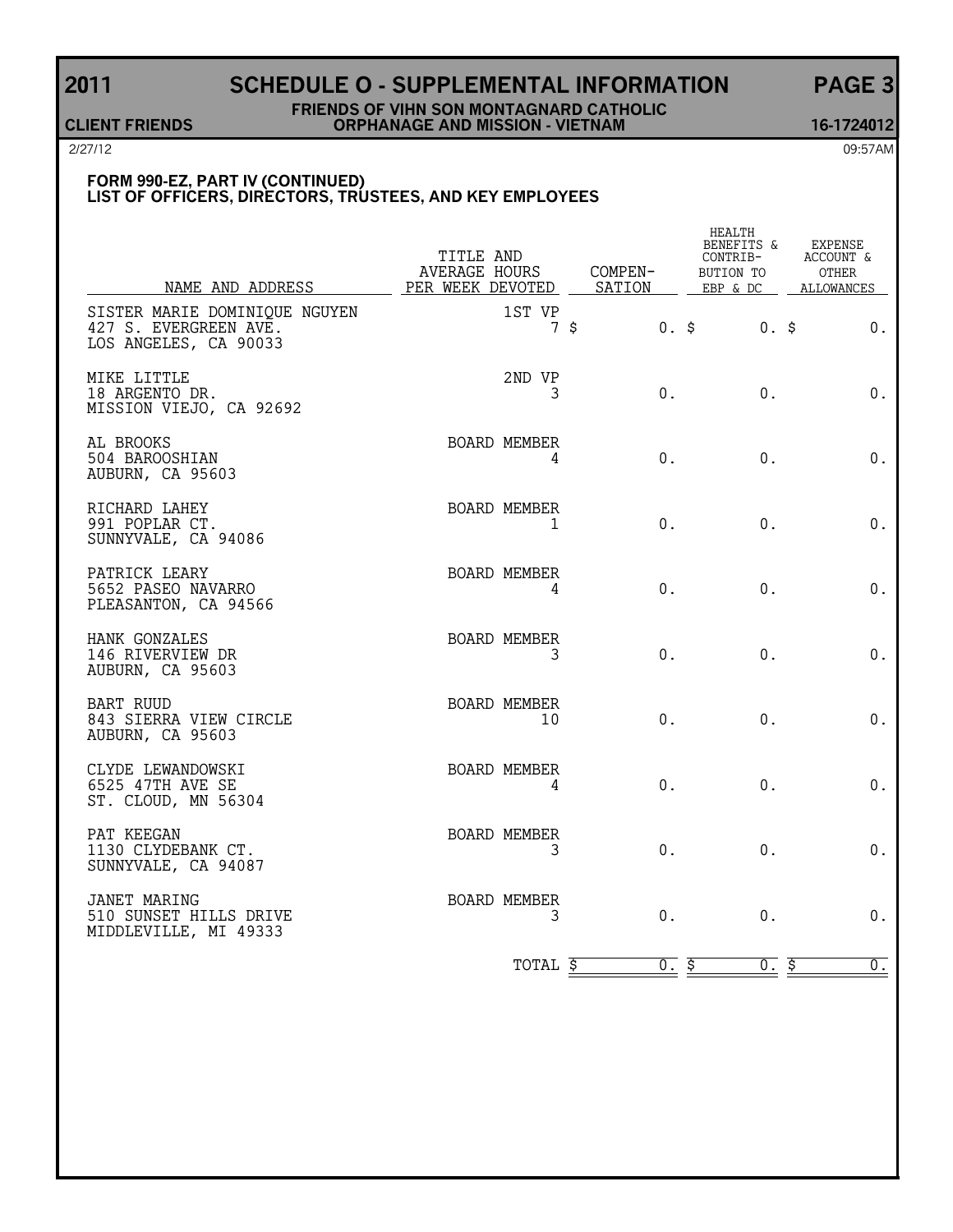# 2011 SCHEDULE O - SUPPLEMENTAL INFORMATION PAGE 3

**CLIENT FRIENDS** | **FRIENDS OF VIHN SON MONTAGNARD CATHOLIC ORPHANAGE AND MISSION - VIETNAM** | **16-1724012**

2/27/12 09:57AM

## FORM 990-EZ, PART IV (CONTINUED)
## LIST OF OFFICERS, DIRECTORS, TRUSTEES, AND KEY EMPLOYEES

| NAME AND ADDRESS | TITLE AND AVERAGE HOURS PER WEEK DEVOTED | COMPEN-SATION | HEALTH BENEFITS & CONTRIB-BUTION TO EBP & DC | EXPENSE ACCOUNT & OTHER ALLOWANCES |
|---|---|---|---|---|
| SISTER MARIE DOMINIQUE NGUYEN<br>427 S. EVERGREEN AVE.<br>LOS ANGELES, CA 90033 | 1ST VP<br>7 | $ 0. | $ 0. | $ 0. |
| MIKE LITTLE<br>18 ARGENTO DR.<br>MISSION VIEJO, CA 92692 | 2ND VP<br>3 | 0. | 0. | 0. |
| AL BROOKS<br>504 BAROOSHIAN<br>AUBURN, CA 95603 | BOARD MEMBER<br>4 | 0. | 0. | 0. |
| RICHARD LAHEY<br>991 POPLAR CT.<br>SUNNYVALE, CA 94086 | BOARD MEMBER<br>1 | 0. | 0. | 0. |
| PATRICK LEARY<br>5652 PASEO NAVARRO<br>PLEASANTON, CA 94566 | BOARD MEMBER<br>4 | 0. | 0. | 0. |
| HANK GONZALES<br>146 RIVERVIEW DR<br>AUBURN, CA 95603 | BOARD MEMBER<br>3 | 0. | 0. | 0. |
| BART RUUD<br>843 SIERRA VIEW CIRCLE<br>AUBURN, CA 95603 | BOARD MEMBER<br>10 | 0. | 0. | 0. |
| CLYDE LEWANDOWSKI<br>6525 47TH AVE SE<br>ST. CLOUD, MN 56304 | BOARD MEMBER<br>4 | 0. | 0. | 0. |
| PAT KEEGAN<br>1130 CLYDEBANK CT.<br>SUNNYVALE, CA 94087 | BOARD MEMBER<br>3 | 0. | 0. | 0. |
| JANET MARING<br>510 SUNSET HILLS DRIVE<br>MIDDLEVILLE, MI 49333 | BOARD MEMBER<br>3 | 0. | 0. | 0. |
| | TOTAL | $ 0. | $ 0. | $ 0. |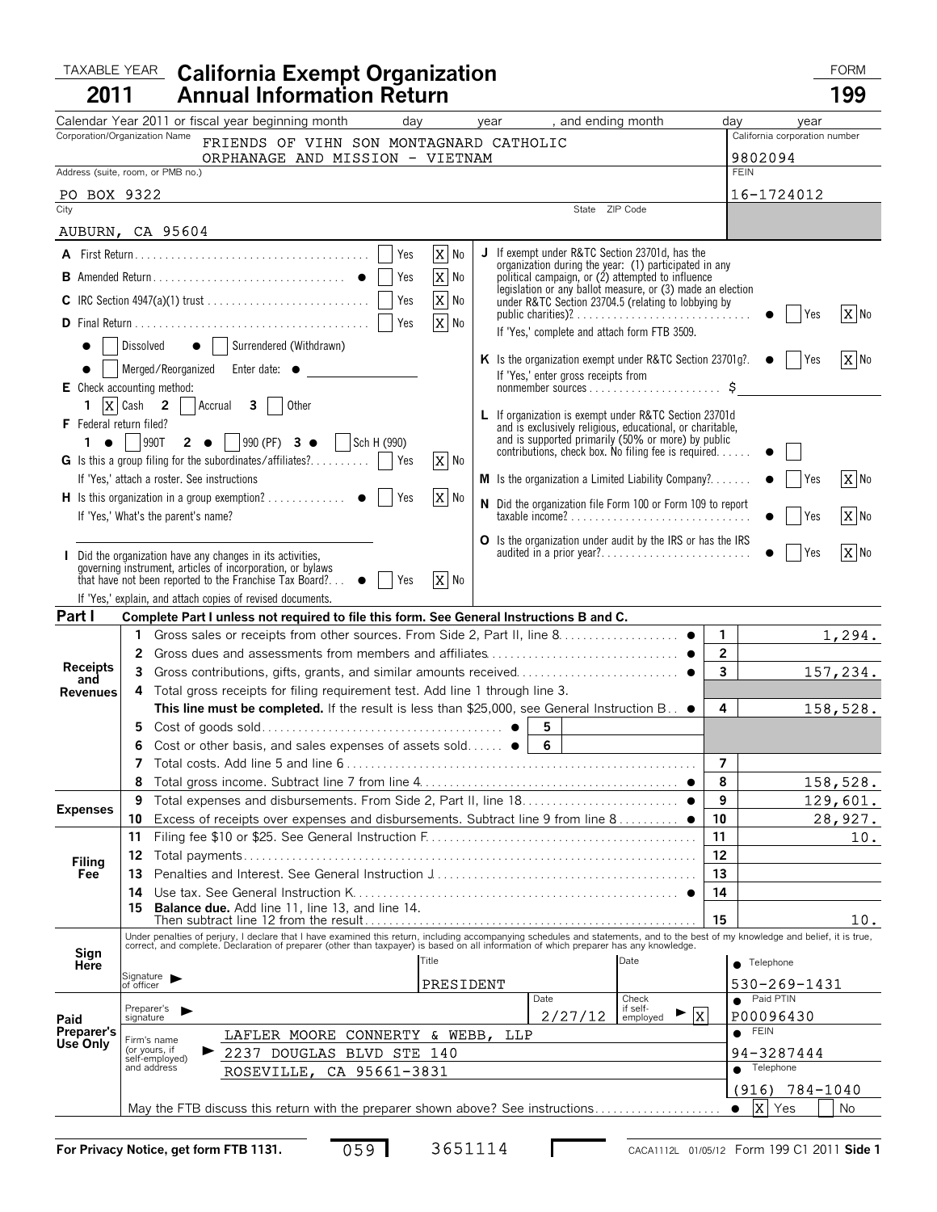TAXABLE YEAR **2011**

# California Exempt Organization Annual Information Return

FORM **199**

Calendar Year 2011 or fiscal year beginning month ___ day ___ year ___, and ending month ___ day ___ year ___

| Corporation/Organization Name | California corporation number |
|---|---|
| FRIENDS OF VIHN SON MONTAGNARD CATHOLIC ORPHANAGE AND MISSION - VIETNAM | 9802094 |
| Address (suite, room, or PMB no.) | FEIN |
| PO BOX 9322 | 16-1724012 |
| City / State / ZIP Code | |
| AUBURN, CA 95604 | |

**A** First Return: Yes [ ] No [X]

**B** Amended Return: Yes [ ] No [X]

**C** IRC Section 4947(a)(1) trust: Yes [ ] No [X]

**D** Final Return: Yes [ ] No [X]

[ ] Dissolved [ ] Surrendered (Withdrawn)

[ ] Merged/Reorganized Enter date: ___

**E** Check accounting method: 1 [X] Cash 2 [ ] Accrual 3 [ ] Other

**F** Federal return filed? 1 [ ] 990T 2 [ ] 990 (PF) 3 [ ] Sch H (990)

**G** Is this a group filing for the subordinates/affiliates? Yes [ ] No [X]
If 'Yes,' attach a roster. See instructions

**H** Is this organization in a group exemption? Yes [ ] No [X]
If 'Yes,' What's the parent's name?

**I** Did the organization have any changes in its activities, governing instrument, articles of incorporation, or bylaws that have not been reported to the Franchise Tax Board? Yes [ ] No [X]
If 'Yes,' explain, and attach copies of revised documents.

**J** If exempt under R&TC Section 23701d, has the organization during the year: (1) participated in any political campaign, or (2) attempted to influence legislation or any ballot measure, or (3) made an election under R&TC Section 23704.5 (relating to lobbying by public charities)? Yes [ ] No [X]
If 'Yes,' complete and attach form FTB 3509.

**K** Is the organization exempt under R&TC Section 23701g? Yes [ ] No [X]
If 'Yes,' enter gross receipts from nonmember sources $ ___

**L** If organization is exempt under R&TC Section 23701d and is exclusively religious, educational, or charitable, and is supported primarily (50% or more) by public contributions, check box. No filing fee is required. [ ]

**M** Is the organization a Limited Liability Company? Yes [ ] No [X]

**N** Did the organization file Form 100 or Form 109 to report taxable income? Yes [ ] No [X]

**O** Is the organization under audit by the IRS or has the IRS audited in a prior year? Yes [ ] No [X]

## Part I — Complete Part I unless not required to file this form. See General Instructions B and C.

| Section | Line | Description | Line | Amount |
|---|---|---|---|---|
| Receipts and Revenues | 1 | Gross sales or receipts from other sources. From Side 2, Part II, line 8 | 1 | 1,294. |
| | 2 | Gross dues and assessments from members and affiliates | 2 | |
| | 3 | Gross contributions, gifts, grants, and similar amounts received | 3 | 157,234. |
| | 4 | Total gross receipts for filing requirement test. Add line 1 through line 3. **This line must be completed.** If the result is less than $25,000, see General Instruction B | 4 | 158,528. |
| | 5 | Cost of goods sold (5) | | |
| | 6 | Cost or other basis, and sales expenses of assets sold (6) | | |
| | 7 | Total costs. Add line 5 and line 6 | 7 | |
| | 8 | Total gross income. Subtract line 7 from line 4 | 8 | 158,528. |
| Expenses | 9 | Total expenses and disbursements. From Side 2, Part II, line 18 | 9 | 129,601. |
| | 10 | Excess of receipts over expenses and disbursements. Subtract line 9 from line 8 | 10 | 28,927. |
| Filing Fee | 11 | Filing fee $10 or $25. See General Instruction F | 11 | 10. |
| | 12 | Total payments | 12 | |
| | 13 | Penalties and Interest. See General Instruction J | 13 | |
| | 14 | Use tax. See General Instruction K | 14 | |
| | 15 | **Balance due.** Add line 11, line 13, and line 14. Then subtract line 12 from the result | 15 | 10. |

**Sign Here**

Under penalties of perjury, I declare that I have examined this return, including accompanying schedules and statements, and to the best of my knowledge and belief, it is true, correct, and complete. Declaration of preparer (other than taxpayer) is based on all information of which preparer has any knowledge.

Signature of officer ___ Title: PRESIDENT Date ___ Telephone: 530-269-1431

**Paid Preparer's Use Only**

Preparer's signature ___ Date: 2/27/12 Check if self-employed [X] Paid PTIN: P00096430

Firm's name (or yours, if self-employed) and address: LAFLER MOORE CONNERTY & WEBB, LLP, 2237 DOUGLAS BLVD STE 140, ROSEVILLE, CA 95661-3831

FEIN: 94-3287444

Telephone: (916) 784-1040

May the FTB discuss this return with the preparer shown above? See instructions [X] Yes [ ] No

For Privacy Notice, get form FTB 1131. 059 3651114 CACA1112L 01/05/12 Form 199 C1 2011 Side 1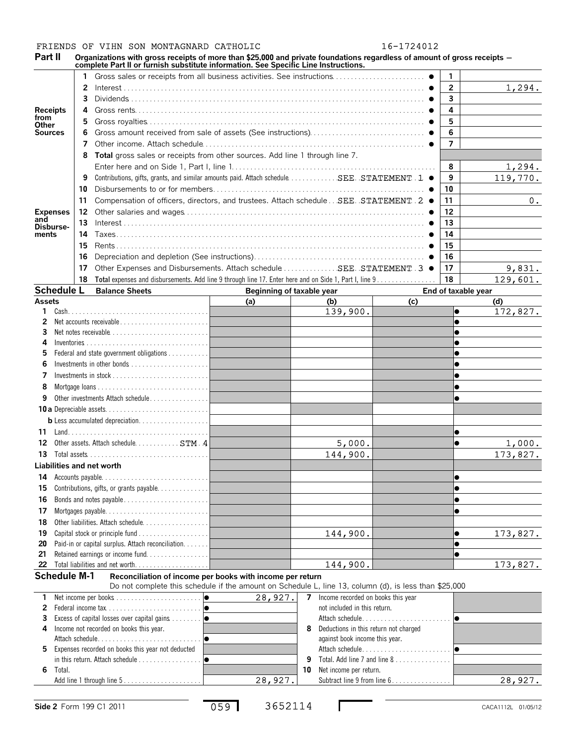FRIENDS OF VIHN SON MONTAGNARD CATHOLIC 16-1724012

## Part II Organizations with gross receipts of more than $25,000 and private foundations regardless of amount of gross receipts — complete Part II or furnish substitute information. See Specific Line Instructions.

| Section | Line | Description | Line No. | Amount |
|---|---|---|---|---|
| Receipts from Other Sources | 1 | Gross sales or receipts from all business activities. See instructions | 1 | |
| | 2 | Interest | 2 | 1,294. |
| | 3 | Dividends | 3 | |
| | 4 | Gross rents | 4 | |
| | 5 | Gross royalties | 5 | |
| | 6 | Gross amount received from sale of assets (See instructions) | 6 | |
| | 7 | Other income. Attach schedule | 7 | |
| | 8 | **Total** gross sales or receipts from other sources. Add line 1 through line 7. Enter here and on Side 1, Part I, line 1 | 8 | 1,294. |
| Expenses and Disbursements | 9 | Contributions, gifts, grants, and similar amounts paid. Attach schedule SEE STATEMENT 1 | 9 | 119,770. |
| | 10 | Disbursements to or for members | 10 | |
| | 11 | Compensation of officers, directors, and trustees. Attach schedule SEE STATEMENT 2 | 11 | 0. |
| | 12 | Other salaries and wages | 12 | |
| | 13 | Interest | 13 | |
| | 14 | Taxes | 14 | |
| | 15 | Rents | 15 | |
| | 16 | Depreciation and depletion (See instructions) | 16 | |
| | 17 | Other Expenses and Disbursements. Attach schedule SEE STATEMENT 3 | 17 | 9,831. |
| | 18 | **Total** expenses and disbursements. Add line 9 through line 17. Enter here and on Side 1, Part I, line 9 | 18 | 129,601. |

## Schedule L Balance Sheets

| Assets | Beginning of taxable year (a) | (b) | End of taxable year (c) | (d) |
|---|---|---|---|---|
| 1 Cash | | 139,900. | | 172,827. |
| 2 Net accounts receivable | | | | |
| 3 Net notes receivable | | | | |
| 4 Inventories | | | | |
| 5 Federal and state government obligations | | | | |
| 6 Investments in other bonds | | | | |
| 7 Investments in stock | | | | |
| 8 Mortgage loans | | | | |
| 9 Other investments Attach schedule | | | | |
| 10a Depreciable assets | | | | |
| b Less accumulated depreciation | | | | |
| 11 Land | | | | |
| 12 Other assets. Attach schedule STM 4 | | 5,000. | | 1,000. |
| 13 Total assets | | 144,900. | | 173,827. |
| **Liabilities and net worth** | | | | |
| 14 Accounts payable | | | | |
| 15 Contributions, gifts, or grants payable | | | | |
| 16 Bonds and notes payable | | | | |
| 17 Mortgages payable | | | | |
| 18 Other liabilities. Attach schedule | | | | |
| 19 Capital stock or principle fund | | 144,900. | | 173,827. |
| 20 Paid-in or capital surplus. Attach reconciliation | | | | |
| 21 Retained earnings or income fund | | | | |
| 22 Total liabilities and net worth | | 144,900. | | 173,827. |

## Schedule M-1 Reconciliation of income per books with income per return

Do not complete this schedule if the amount on Schedule L, line 13, column (d), is less than $25,000

| Line | Description | Amount | Line | Description | Amount |
|---|---|---|---|---|---|
| 1 | Net income per books | 28,927. | 7 | Income recorded on books this year not included in this return. Attach schedule | |
| 2 | Federal income tax | | | | |
| 3 | Excess of capital losses over capital gains | | | | |
| 4 | Income not recorded on books this year. Attach schedule | | 8 | Deductions in this return not charged against book income this year. Attach schedule | |
| 5 | Expenses recorded on books this year not deducted in this return. Attach schedule | | 9 | Total. Add line 7 and line 8 | |
| 6 | Total. Add line 1 through line 5 | 28,927. | 10 | Net income per return. Subtract line 9 from line 6 | 28,927. |

Side 2 Form 199 C1 2011 059 3652114 CACA1112L 01/05/12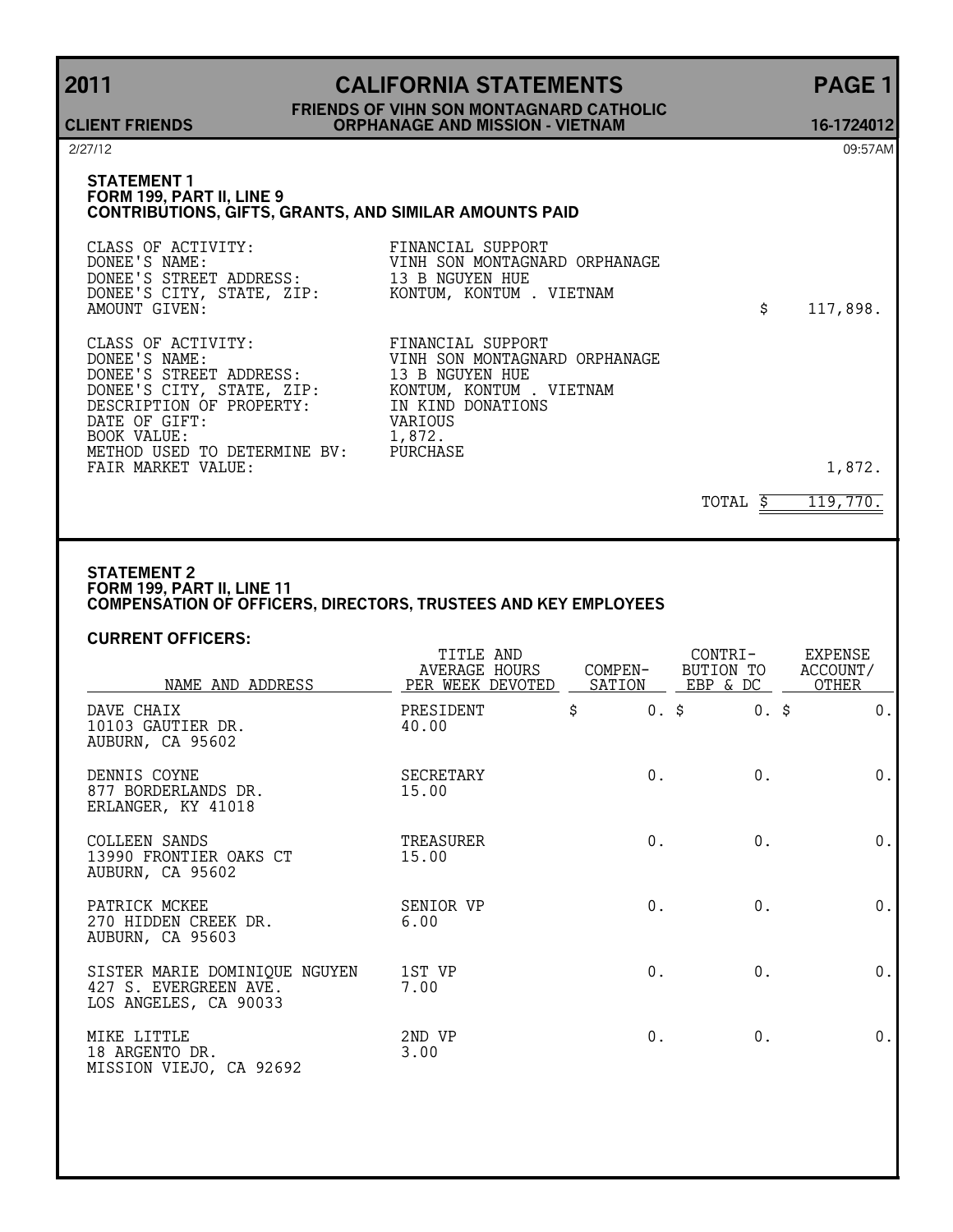# 2011 CALIFORNIA STATEMENTS

**CLIENT FRIENDS** — **FRIENDS OF VIHN SON MONTAGNARD CATHOLIC ORPHANAGE AND MISSION - VIETNAM** — **16-1724012**

2/27/12 09:57AM

## STATEMENT 1
### FORM 199, PART II, LINE 9
### CONTRIBUTIONS, GIFTS, GRANTS, AND SIMILAR AMOUNTS PAID

| | | |
|---|---|---|
| CLASS OF ACTIVITY: | FINANCIAL SUPPORT | |
| DONEE'S NAME: | VINH SON MONTAGNARD ORPHANAGE | |
| DONEE'S STREET ADDRESS: | 13 B NGUYEN HUE | |
| DONEE'S CITY, STATE, ZIP: | KONTUM, KONTUM . VIETNAM | |
| AMOUNT GIVEN: | | $ 117,898. |
| CLASS OF ACTIVITY: | FINANCIAL SUPPORT | |
| DONEE'S NAME: | VINH SON MONTAGNARD ORPHANAGE | |
| DONEE'S STREET ADDRESS: | 13 B NGUYEN HUE | |
| DONEE'S CITY, STATE, ZIP: | KONTUM, KONTUM . VIETNAM | |
| DESCRIPTION OF PROPERTY: | IN KIND DONATIONS | |
| DATE OF GIFT: | VARIOUS | |
| BOOK VALUE: | 1,872. | |
| METHOD USED TO DETERMINE BV: | PURCHASE | |
| FAIR MARKET VALUE: | | 1,872. |
| | TOTAL | $ 119,770. |

## STATEMENT 2
### FORM 199, PART II, LINE 11
### COMPENSATION OF OFFICERS, DIRECTORS, TRUSTEES AND KEY EMPLOYEES

**CURRENT OFFICERS:**

| NAME AND ADDRESS | TITLE AND AVERAGE HOURS PER WEEK DEVOTED | COMPEN-SATION | CONTRI-BUTION TO EBP & DC | EXPENSE ACCOUNT/ OTHER |
|---|---|---|---|---|
| DAVE CHAIX<br>10103 GAUTIER DR.<br>AUBURN, CA 95602 | PRESIDENT<br>40.00 | $ 0. | $ 0. | $ 0. |
| DENNIS COYNE<br>877 BORDERLANDS DR.<br>ERLANGER, KY 41018 | SECRETARY<br>15.00 | 0. | 0. | 0. |
| COLLEEN SANDS<br>13990 FRONTIER OAKS CT<br>AUBURN, CA 95602 | TREASURER<br>15.00 | 0. | 0. | 0. |
| PATRICK MCKEE<br>270 HIDDEN CREEK DR.<br>AUBURN, CA 95603 | SENIOR VP<br>6.00 | 0. | 0. | 0. |
| SISTER MARIE DOMINIQUE NGUYEN<br>427 S. EVERGREEN AVE.<br>LOS ANGELES, CA 90033 | 1ST VP<br>7.00 | 0. | 0. | 0. |
| MIKE LITTLE<br>18 ARGENTO DR.<br>MISSION VIEJO, CA 92692 | 2ND VP<br>3.00 | 0. | 0. | 0. |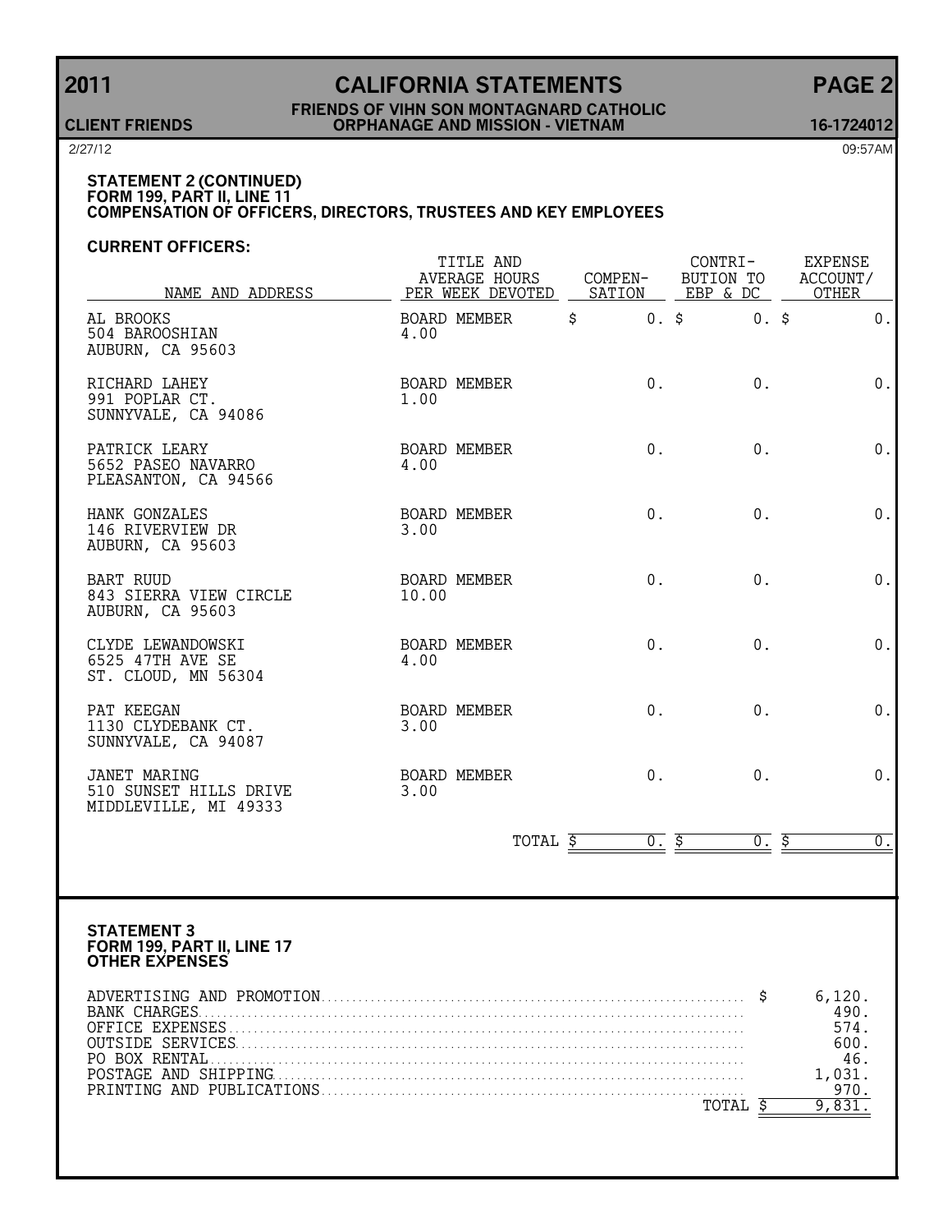### STATEMENT 2 (CONTINUED)
### FORM 199, PART II, LINE 11
### COMPENSATION OF OFFICERS, DIRECTORS, TRUSTEES AND KEY EMPLOYEES

**CURRENT OFFICERS:**

| NAME AND ADDRESS | TITLE AND AVERAGE HOURS PER WEEK DEVOTED | COMPEN-SATION | CONTRI-BUTION TO EBP & DC | EXPENSE ACCOUNT/ OTHER |
|---|---|---|---|---|
| AL BROOKS<br>504 BAROOSHIAN<br>AUBURN, CA 95603 | BOARD MEMBER<br>4.00 | $ 0. | $ 0. | $ 0. |
| RICHARD LAHEY<br>991 POPLAR CT.<br>SUNNYVALE, CA 94086 | BOARD MEMBER<br>1.00 | 0. | 0. | 0. |
| PATRICK LEARY<br>5652 PASEO NAVARRO<br>PLEASANTON, CA 94566 | BOARD MEMBER<br>4.00 | 0. | 0. | 0. |
| HANK GONZALES<br>146 RIVERVIEW DR<br>AUBURN, CA 95603 | BOARD MEMBER<br>3.00 | 0. | 0. | 0. |
| BART RUUD<br>843 SIERRA VIEW CIRCLE<br>AUBURN, CA 95603 | BOARD MEMBER<br>10.00 | 0. | 0. | 0. |
| CLYDE LEWANDOWSKI<br>6525 47TH AVE SE<br>ST. CLOUD, MN 56304 | BOARD MEMBER<br>4.00 | 0. | 0. | 0. |
| PAT KEEGAN<br>1130 CLYDEBANK CT.<br>SUNNYVALE, CA 94087 | BOARD MEMBER<br>3.00 | 0. | 0. | 0. |
| JANET MARING<br>510 SUNSET HILLS DRIVE<br>MIDDLEVILLE, MI 49333 | BOARD MEMBER<br>3.00 | 0. | 0. | 0. |
| | TOTAL | $ 0. | $ 0. | $ 0. |

### STATEMENT 3
### FORM 199, PART II, LINE 17
### OTHER EXPENSES

| | |
|---|---|
| ADVERTISING AND PROMOTION | $ 6,120. |
| BANK CHARGES | 490. |
| OFFICE EXPENSES | 574. |
| OUTSIDE SERVICES | 600. |
| PO BOX RENTAL | 46. |
| POSTAGE AND SHIPPING | 1,031. |
| PRINTING AND PUBLICATIONS | 970. |
| TOTAL | $ 9,831. |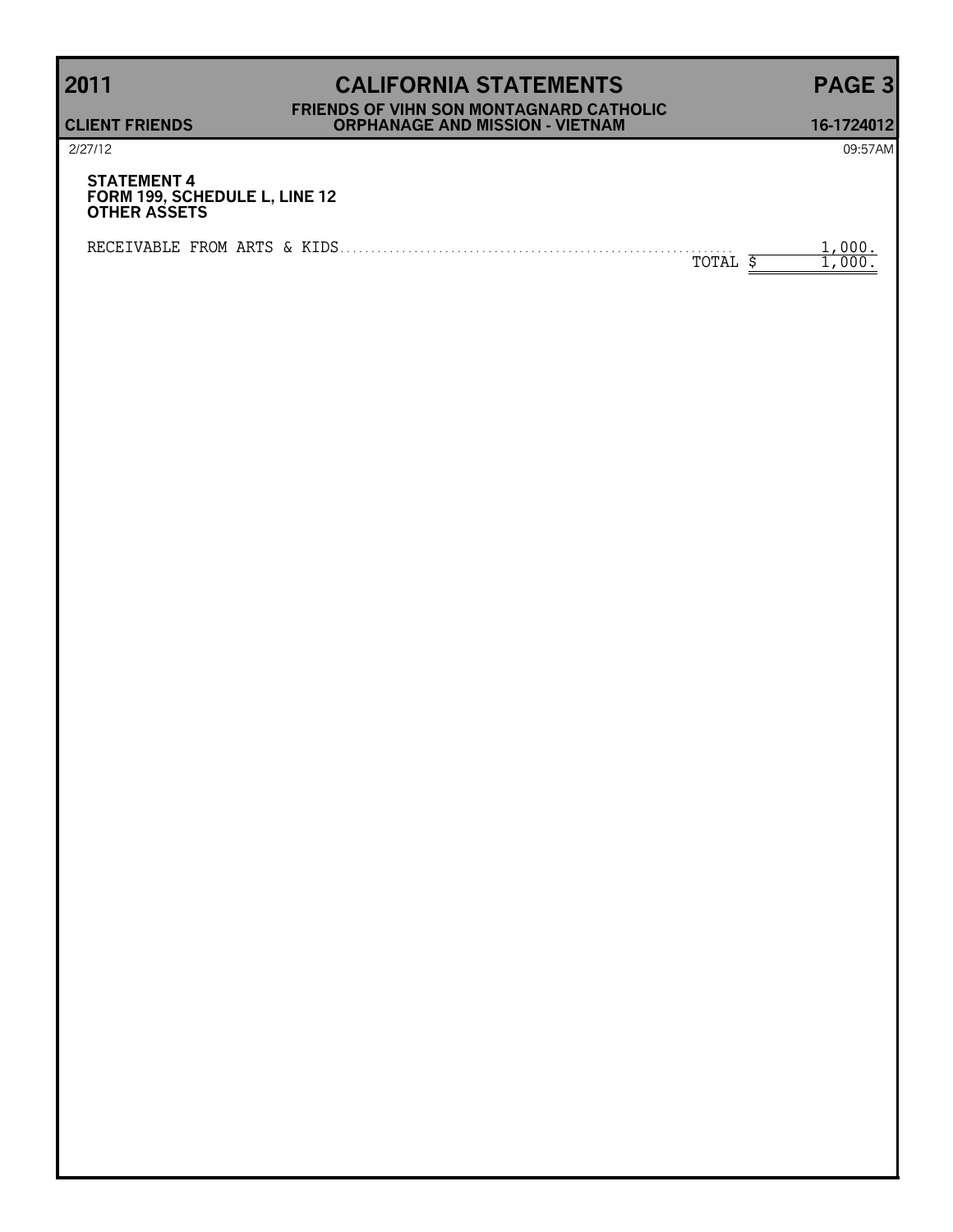**STATEMENT 4**
**FORM 199, SCHEDULE L, LINE 12**
**OTHER ASSETS**

| | | |
|---|---|---|
| RECEIVABLE FROM ARTS & KIDS | | 1,000. |
| | TOTAL $ | 1,000. |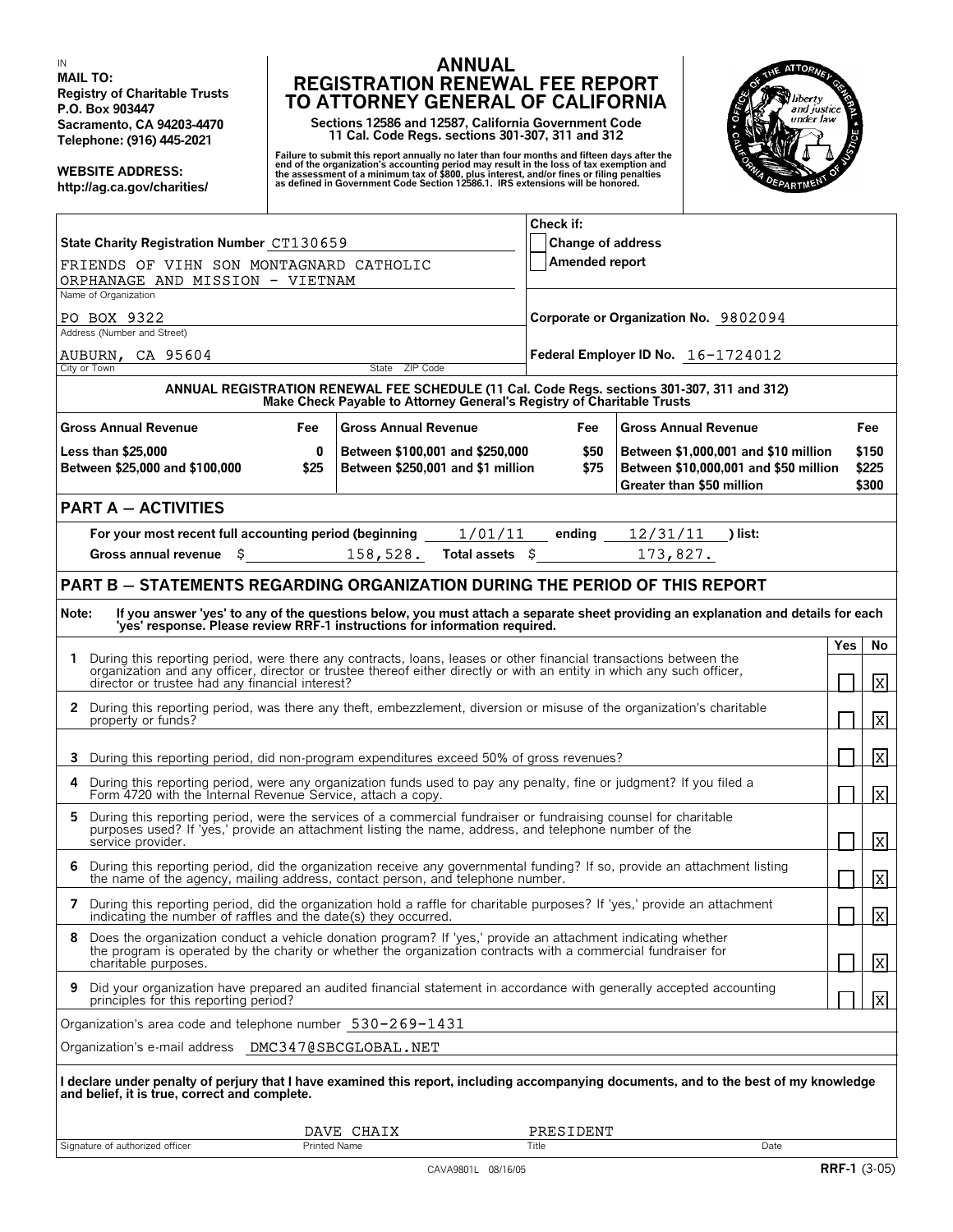IN

**MAIL TO:**
**Registry of Charitable Trusts**
**P.O. Box 903447**
**Sacramento, CA 94203-4470**
**Telephone: (916) 445-2021**

**WEBSITE ADDRESS:**
**http://ag.ca.gov/charities/**

# ANNUAL REGISTRATION RENEWAL FEE REPORT TO ATTORNEY GENERAL OF CALIFORNIA

**Sections 12586 and 12587, California Government Code**
**11 Cal. Code Regs. sections 301-307, 311 and 312**

**Failure to submit this report annually no later than four months and fifteen days after the end of the organization's accounting period may result in the loss of tax exemption and the assessment of a minimum tax of $800, plus interest, and/or fines or filing penalties as defined in Government Code Section 12586.1. IRS extensions will be honored.**

**State Charity Registration Number** CT130659

FRIENDS OF VIHN SON MONTAGNARD CATHOLIC ORPHANAGE AND MISSION - VIETNAM
Name of Organization

PO BOX 9322
Address (Number and Street)

AUBURN, CA 95604
City or Town State ZIP Code

**Check if:**
☐ Change of address
☐ Amended report

**Corporate or Organization No.** 9802094

**Federal Employer ID No.** 16-1724012

**ANNUAL REGISTRATION RENEWAL FEE SCHEDULE (11 Cal. Code Regs. sections 301-307, 311 and 312)**
**Make Check Payable to Attorney General's Registry of Charitable Trusts**

| Gross Annual Revenue | Fee | Gross Annual Revenue | Fee | Gross Annual Revenue | Fee |
|---|---|---|---|---|---|
| Less than $25,000 | 0 | Between $100,001 and $250,000 | $50 | Between $1,000,001 and $10 million | $150 |
| Between $25,000 and $100,000 | $25 | Between $250,001 and $1 million | $75 | Between $10,000,001 and $50 million | $225 |
| | | | | Greater than $50 million | $300 |

## PART A — ACTIVITIES

For your most recent full accounting period (beginning 1/01/11 ending 12/31/11 ) list:

Gross annual revenue $ 158,528. Total assets $ 173,827.

## PART B — STATEMENTS REGARDING ORGANIZATION DURING THE PERIOD OF THIS REPORT

**Note:** If you answer 'yes' to any of the questions below, you must attach a separate sheet providing an explanation and details for each 'yes' response. Please review RRF-1 instructions for information required.

| | Question | Yes | No |
|---|---|---|---|
| 1 | During this reporting period, were there any contracts, loans, leases or other financial transactions between the organization and any officer, director or trustee thereof either directly or with an entity in which any such officer, director or trustee had any financial interest? | | X |
| 2 | During this reporting period, was there any theft, embezzlement, diversion or misuse of the organization's charitable property or funds? | | X |
| 3 | During this reporting period, did non-program expenditures exceed 50% of gross revenues? | | X |
| 4 | During this reporting period, were any organization funds used to pay any penalty, fine or judgment? If you filed a Form 4720 with the Internal Revenue Service, attach a copy. | | X |
| 5 | During this reporting period, were the services of a commercial fundraiser or fundraising counsel for charitable purposes used? If 'yes,' provide an attachment listing the name, address, and telephone number of the service provider. | | X |
| 6 | During this reporting period, did the organization receive any governmental funding? If so, provide an attachment listing the name of the agency, mailing address, contact person, and telephone number. | | X |
| 7 | During this reporting period, did the organization hold a raffle for charitable purposes? If 'yes,' provide an attachment indicating the number of raffles and the date(s) they occurred. | | X |
| 8 | Does the organization conduct a vehicle donation program? If 'yes,' provide an attachment indicating whether the program is operated by the charity or whether the organization contracts with a commercial fundraiser for charitable purposes. | | X |
| 9 | Did your organization have prepared an audited financial statement in accordance with generally accepted accounting principles for this reporting period? | | X |

Organization's area code and telephone number 530-269-1431

Organization's e-mail address DMC347@SBCGLOBAL.NET

**I declare under penalty of perjury that I have examined this report, including accompanying documents, and to the best of my knowledge and belief, it is true, correct and complete.**

| Signature of authorized officer | Printed Name | Title | Date |
|---|---|---|---|
| | DAVE CHAIX | PRESIDENT | |

CAVA9801L 08/16/05

**RRF-1** (3-05)